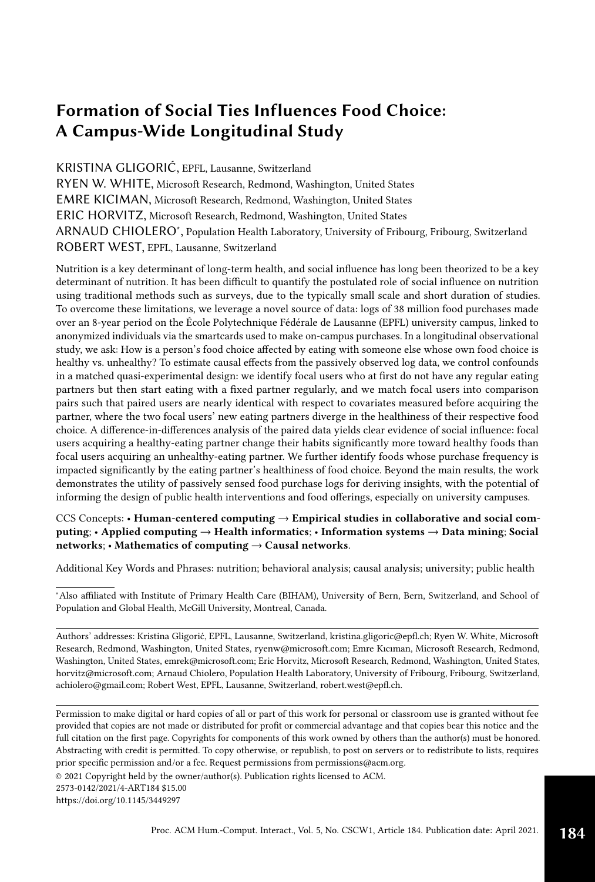# Formation of Social Ties Influences Food Choice: A Campus-Wide Longitudinal Study

KRISTINA GLIGORIĆ, EPFL, Lausanne, Switzerland
RYEN W. WHITE, Microsoft Research, Redmond, Washington, United States
EMRE KICIMAN, Microsoft Research, Redmond, Washington, United States
ERIC HORVITZ, Microsoft Research, Redmond, Washington, United States
ARNAUD CHIOLERO*, Population Health Laboratory, University of Fribourg, Fribourg, Switzerland
ROBERT WEST, EPFL, Lausanne, Switzerland

Nutrition is a key determinant of long-term health, and social influence has long been theorized to be a key determinant of nutrition. It has been difficult to quantify the postulated role of social influence on nutrition using traditional methods such as surveys, due to the typically small scale and short duration of studies. To overcome these limitations, we leverage a novel source of data: logs of 38 million food purchases made over an 8-year period on the École Polytechnique Fédérale de Lausanne (EPFL) university campus, linked to anonymized individuals via the smartcards used to make on-campus purchases. In a longitudinal observational study, we ask: How is a person's food choice affected by eating with someone else whose own food choice is healthy vs. unhealthy? To estimate causal effects from the passively observed log data, we control confounds in a matched quasi-experimental design: we identify focal users who at first do not have any regular eating partners but then start eating with a fixed partner regularly, and we match focal users into comparison pairs such that paired users are nearly identical with respect to covariates measured before acquiring the partner, where the two focal users' new eating partners diverge in the healthiness of their respective food choice. A difference-in-differences analysis of the paired data yields clear evidence of social influence: focal users acquiring a healthy-eating partner change their habits significantly more toward healthy foods than focal users acquiring an unhealthy-eating partner. We further identify foods whose purchase frequency is impacted significantly by the eating partner's healthiness of food choice. Beyond the main results, the work demonstrates the utility of passively sensed food purchase logs for deriving insights, with the potential of informing the design of public health interventions and food offerings, especially on university campuses.

CCS Concepts: • **Human-centered computing → Empirical studies in collaborative and social computing**; • **Applied computing → Health informatics**; • **Information systems → Data mining**; **Social networks**; • **Mathematics of computing → Causal networks**.

Additional Key Words and Phrases: nutrition; behavioral analysis; causal analysis; university; public health

*Also affiliated with Institute of Primary Health Care (BIHAM), University of Bern, Bern, Switzerland, and School of Population and Global Health, McGill University, Montreal, Canada.

Authors' addresses: Kristina Gligorić, EPFL, Lausanne, Switzerland, kristina.gligoric@epfl.ch; Ryen W. White, Microsoft Research, Redmond, Washington, United States, ryenw@microsoft.com; Emre Kıcıman, Microsoft Research, Redmond, Washington, United States, emrek@microsoft.com; Eric Horvitz, Microsoft Research, Redmond, Washington, United States, horvitz@microsoft.com; Arnaud Chiolero, Population Health Laboratory, University of Fribourg, Fribourg, Switzerland, achiolero@gmail.com; Robert West, EPFL, Lausanne, Switzerland, robert.west@epfl.ch.

Permission to make digital or hard copies of all or part of this work for personal or classroom use is granted without fee provided that copies are not made or distributed for profit or commercial advantage and that copies bear this notice and the full citation on the first page. Copyrights for components of this work owned by others than the author(s) must be honored. Abstracting with credit is permitted. To copy otherwise, or republish, to post on servers or to redistribute to lists, requires prior specific permission and/or a fee. Request permissions from permissions@acm.org.

© 2021 Copyright held by the owner/author(s). Publication rights licensed to ACM.
2573-0142/2021/4-ART184 $15.00
https://doi.org/10.1145/3449297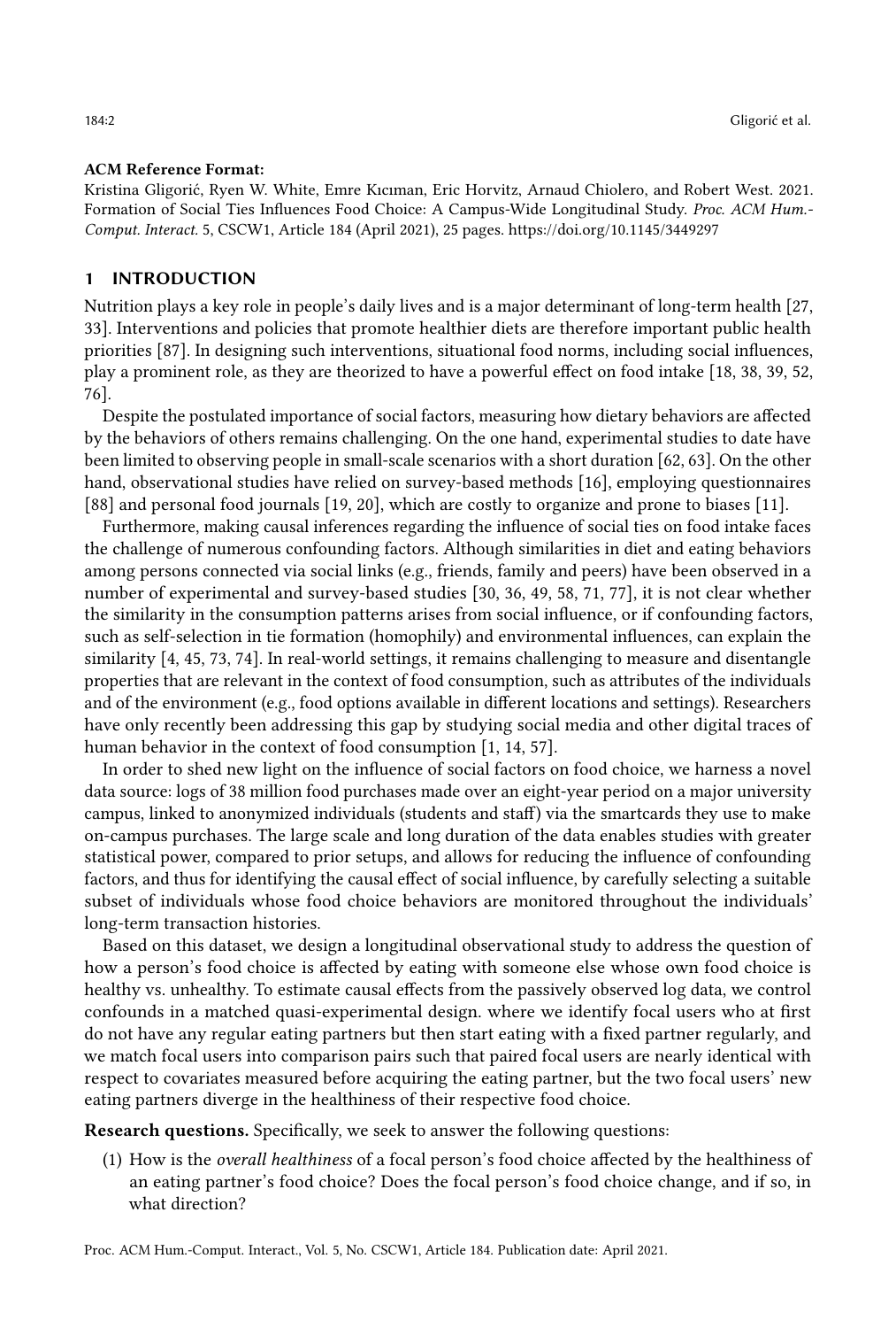**ACM Reference Format:**
Kristina Gligorić, Ryen W. White, Emre Kıcıman, Eric Horvitz, Arnaud Chiolero, and Robert West. 2021. Formation of Social Ties Influences Food Choice: A Campus-Wide Longitudinal Study. *Proc. ACM Hum.-Comput. Interact.* 5, CSCW1, Article 184 (April 2021), 25 pages. https://doi.org/10.1145/3449297

## 1 INTRODUCTION

Nutrition plays a key role in people's daily lives and is a major determinant of long-term health [27, 33]. Interventions and policies that promote healthier diets are therefore important public health priorities [87]. In designing such interventions, situational food norms, including social influences, play a prominent role, as they are theorized to have a powerful effect on food intake [18, 38, 39, 52, 76].

Despite the postulated importance of social factors, measuring how dietary behaviors are affected by the behaviors of others remains challenging. On the one hand, experimental studies to date have been limited to observing people in small-scale scenarios with a short duration [62, 63]. On the other hand, observational studies have relied on survey-based methods [16], employing questionnaires [88] and personal food journals [19, 20], which are costly to organize and prone to biases [11].

Furthermore, making causal inferences regarding the influence of social ties on food intake faces the challenge of numerous confounding factors. Although similarities in diet and eating behaviors among persons connected via social links (e.g., friends, family and peers) have been observed in a number of experimental and survey-based studies [30, 36, 49, 58, 71, 77], it is not clear whether the similarity in the consumption patterns arises from social influence, or if confounding factors, such as self-selection in tie formation (homophily) and environmental influences, can explain the similarity [4, 45, 73, 74]. In real-world settings, it remains challenging to measure and disentangle properties that are relevant in the context of food consumption, such as attributes of the individuals and of the environment (e.g., food options available in different locations and settings). Researchers have only recently been addressing this gap by studying social media and other digital traces of human behavior in the context of food consumption [1, 14, 57].

In order to shed new light on the influence of social factors on food choice, we harness a novel data source: logs of 38 million food purchases made over an eight-year period on a major university campus, linked to anonymized individuals (students and staff) via the smartcards they use to make on-campus purchases. The large scale and long duration of the data enables studies with greater statistical power, compared to prior setups, and allows for reducing the influence of confounding factors, and thus for identifying the causal effect of social influence, by carefully selecting a suitable subset of individuals whose food choice behaviors are monitored throughout the individuals' long-term transaction histories.

Based on this dataset, we design a longitudinal observational study to address the question of how a person's food choice is affected by eating with someone else whose own food choice is healthy vs. unhealthy. To estimate causal effects from the passively observed log data, we control confounds in a matched quasi-experimental design. where we identify focal users who at first do not have any regular eating partners but then start eating with a fixed partner regularly, and we match focal users into comparison pairs such that paired focal users are nearly identical with respect to covariates measured before acquiring the eating partner, but the two focal users' new eating partners diverge in the healthiness of their respective food choice.

**Research questions.** Specifically, we seek to answer the following questions:

(1) How is the *overall healthiness* of a focal person's food choice affected by the healthiness of an eating partner's food choice? Does the focal person's food choice change, and if so, in what direction?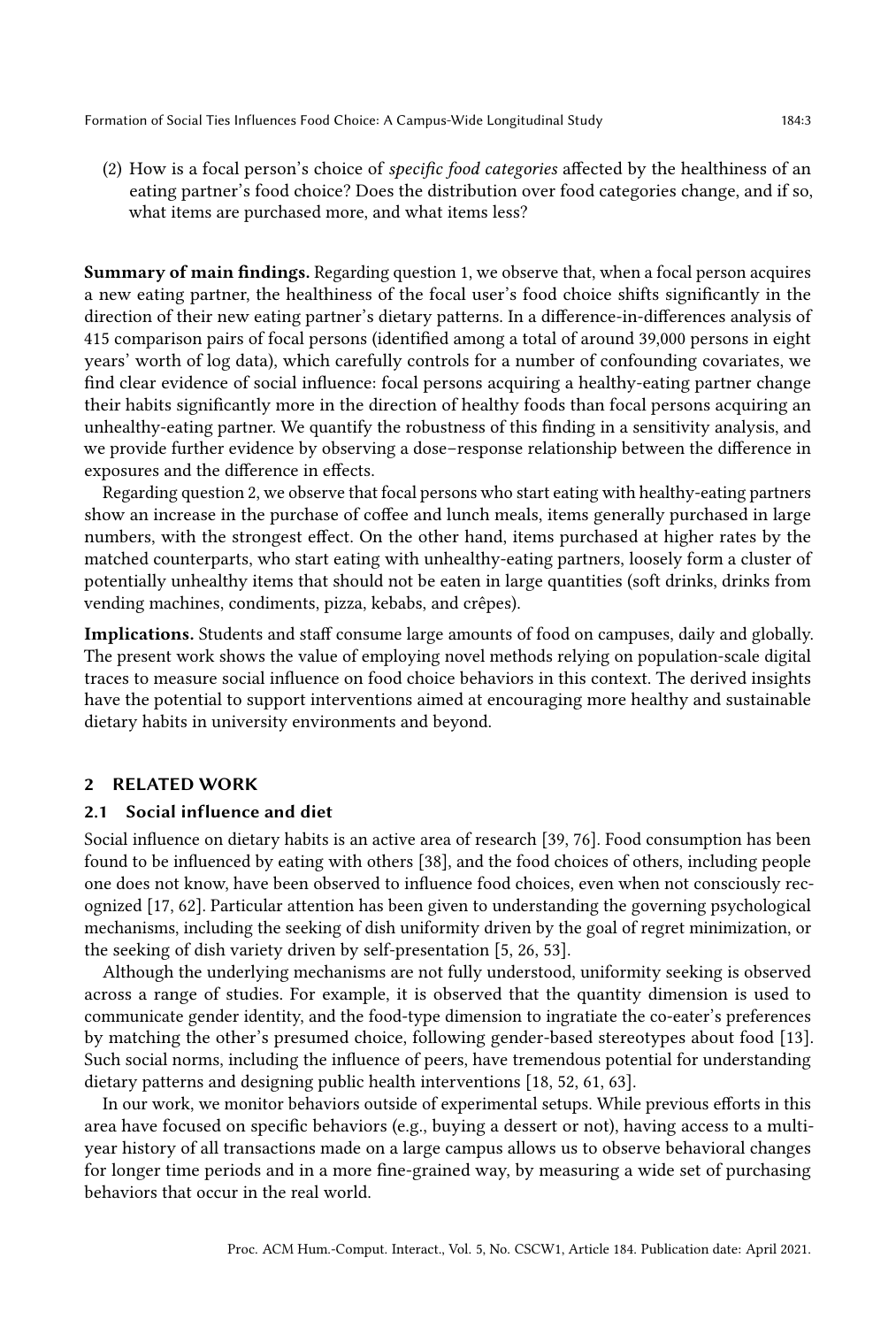(2) How is a focal person's choice of *specific food categories* affected by the healthiness of an eating partner's food choice? Does the distribution over food categories change, and if so, what items are purchased more, and what items less?

**Summary of main findings.** Regarding question 1, we observe that, when a focal person acquires a new eating partner, the healthiness of the focal user's food choice shifts significantly in the direction of their new eating partner's dietary patterns. In a difference-in-differences analysis of 415 comparison pairs of focal persons (identified among a total of around 39,000 persons in eight years' worth of log data), which carefully controls for a number of confounding covariates, we find clear evidence of social influence: focal persons acquiring a healthy-eating partner change their habits significantly more in the direction of healthy foods than focal persons acquiring an unhealthy-eating partner. We quantify the robustness of this finding in a sensitivity analysis, and we provide further evidence by observing a dose–response relationship between the difference in exposures and the difference in effects.

Regarding question 2, we observe that focal persons who start eating with healthy-eating partners show an increase in the purchase of coffee and lunch meals, items generally purchased in large numbers, with the strongest effect. On the other hand, items purchased at higher rates by the matched counterparts, who start eating with unhealthy-eating partners, loosely form a cluster of potentially unhealthy items that should not be eaten in large quantities (soft drinks, drinks from vending machines, condiments, pizza, kebabs, and crêpes).

**Implications.** Students and staff consume large amounts of food on campuses, daily and globally. The present work shows the value of employing novel methods relying on population-scale digital traces to measure social influence on food choice behaviors in this context. The derived insights have the potential to support interventions aimed at encouraging more healthy and sustainable dietary habits in university environments and beyond.

## 2 RELATED WORK

### 2.1 Social influence and diet

Social influence on dietary habits is an active area of research [39, 76]. Food consumption has been found to be influenced by eating with others [38], and the food choices of others, including people one does not know, have been observed to influence food choices, even when not consciously recognized [17, 62]. Particular attention has been given to understanding the governing psychological mechanisms, including the seeking of dish uniformity driven by the goal of regret minimization, or the seeking of dish variety driven by self-presentation [5, 26, 53].

Although the underlying mechanisms are not fully understood, uniformity seeking is observed across a range of studies. For example, it is observed that the quantity dimension is used to communicate gender identity, and the food-type dimension to ingratiate the co-eater's preferences by matching the other's presumed choice, following gender-based stereotypes about food [13]. Such social norms, including the influence of peers, have tremendous potential for understanding dietary patterns and designing public health interventions [18, 52, 61, 63].

In our work, we monitor behaviors outside of experimental setups. While previous efforts in this area have focused on specific behaviors (e.g., buying a dessert or not), having access to a multi-year history of all transactions made on a large campus allows us to observe behavioral changes for longer time periods and in a more fine-grained way, by measuring a wide set of purchasing behaviors that occur in the real world.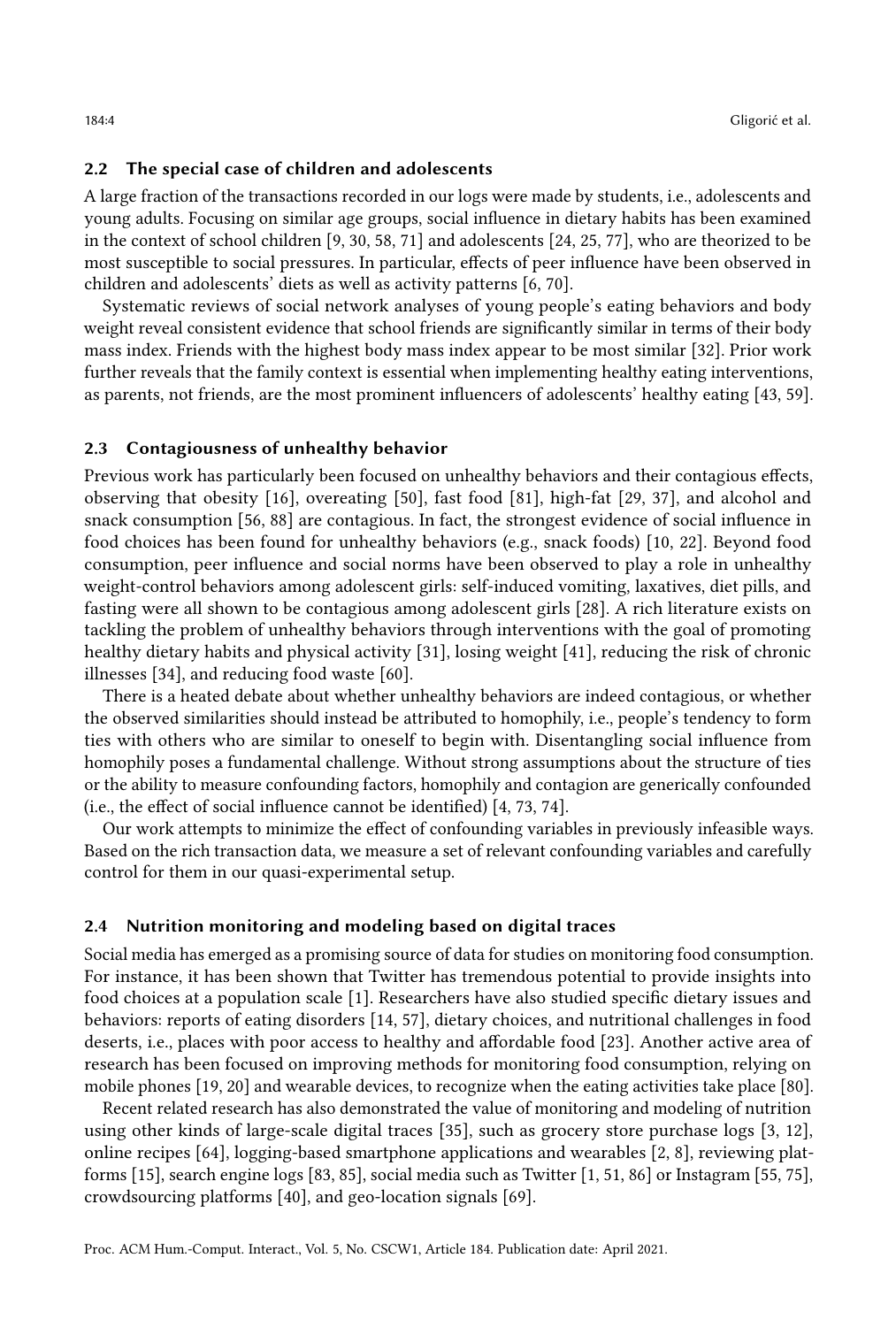### 2.2 The special case of children and adolescents

A large fraction of the transactions recorded in our logs were made by students, i.e., adolescents and young adults. Focusing on similar age groups, social influence in dietary habits has been examined in the context of school children [9, 30, 58, 71] and adolescents [24, 25, 77], who are theorized to be most susceptible to social pressures. In particular, effects of peer influence have been observed in children and adolescents' diets as well as activity patterns [6, 70].

Systematic reviews of social network analyses of young people's eating behaviors and body weight reveal consistent evidence that school friends are significantly similar in terms of their body mass index. Friends with the highest body mass index appear to be most similar [32]. Prior work further reveals that the family context is essential when implementing healthy eating interventions, as parents, not friends, are the most prominent influencers of adolescents' healthy eating [43, 59].

### 2.3 Contagiousness of unhealthy behavior

Previous work has particularly been focused on unhealthy behaviors and their contagious effects, observing that obesity [16], overeating [50], fast food [81], high-fat [29, 37], and alcohol and snack consumption [56, 88] are contagious. In fact, the strongest evidence of social influence in food choices has been found for unhealthy behaviors (e.g., snack foods) [10, 22]. Beyond food consumption, peer influence and social norms have been observed to play a role in unhealthy weight-control behaviors among adolescent girls: self-induced vomiting, laxatives, diet pills, and fasting were all shown to be contagious among adolescent girls [28]. A rich literature exists on tackling the problem of unhealthy behaviors through interventions with the goal of promoting healthy dietary habits and physical activity [31], losing weight [41], reducing the risk of chronic illnesses [34], and reducing food waste [60].

There is a heated debate about whether unhealthy behaviors are indeed contagious, or whether the observed similarities should instead be attributed to homophily, i.e., people's tendency to form ties with others who are similar to oneself to begin with. Disentangling social influence from homophily poses a fundamental challenge. Without strong assumptions about the structure of ties or the ability to measure confounding factors, homophily and contagion are generically confounded (i.e., the effect of social influence cannot be identified) [4, 73, 74].

Our work attempts to minimize the effect of confounding variables in previously infeasible ways. Based on the rich transaction data, we measure a set of relevant confounding variables and carefully control for them in our quasi-experimental setup.

### 2.4 Nutrition monitoring and modeling based on digital traces

Social media has emerged as a promising source of data for studies on monitoring food consumption. For instance, it has been shown that Twitter has tremendous potential to provide insights into food choices at a population scale [1]. Researchers have also studied specific dietary issues and behaviors: reports of eating disorders [14, 57], dietary choices, and nutritional challenges in food deserts, i.e., places with poor access to healthy and affordable food [23]. Another active area of research has been focused on improving methods for monitoring food consumption, relying on mobile phones [19, 20] and wearable devices, to recognize when the eating activities take place [80].

Recent related research has also demonstrated the value of monitoring and modeling of nutrition using other kinds of large-scale digital traces [35], such as grocery store purchase logs [3, 12], online recipes [64], logging-based smartphone applications and wearables [2, 8], reviewing platforms [15], search engine logs [83, 85], social media such as Twitter [1, 51, 86] or Instagram [55, 75], crowdsourcing platforms [40], and geo-location signals [69].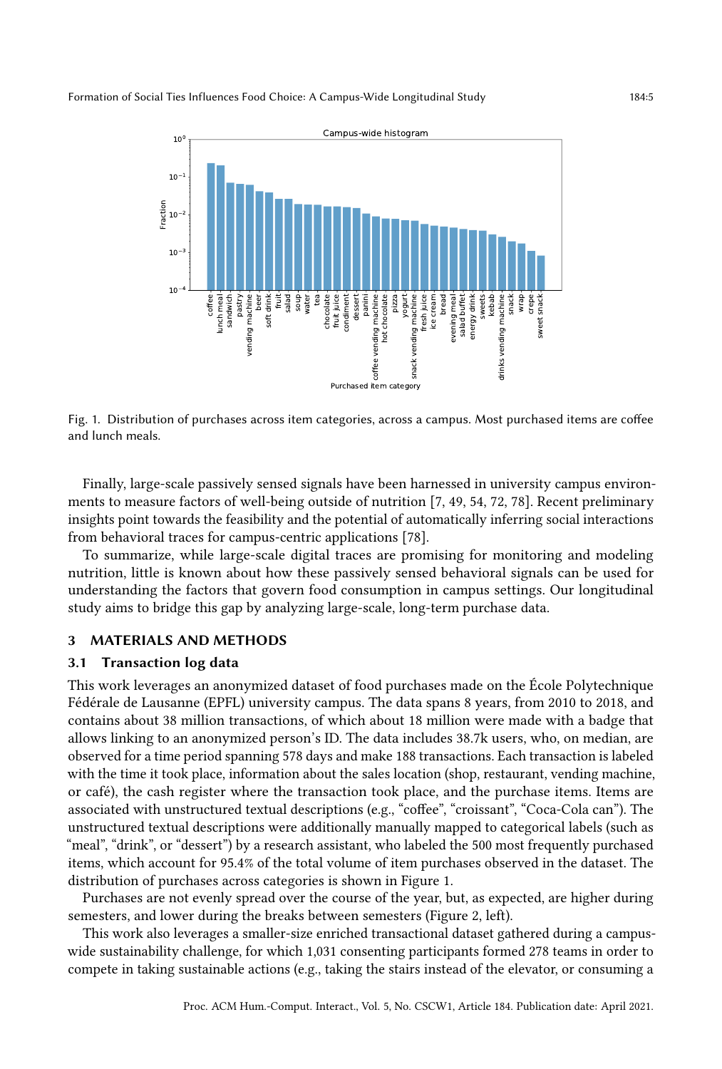Fig. 1. Distribution of purchases across item categories, across a campus. Most purchased items are coffee and lunch meals.

Finally, large-scale passively sensed signals have been harnessed in university campus environments to measure factors of well-being outside of nutrition [7, 49, 54, 72, 78]. Recent preliminary insights point towards the feasibility and the potential of automatically inferring social interactions from behavioral traces for campus-centric applications [78].

To summarize, while large-scale digital traces are promising for monitoring and modeling nutrition, little is known about how these passively sensed behavioral signals can be used for understanding the factors that govern food consumption in campus settings. Our longitudinal study aims to bridge this gap by analyzing large-scale, long-term purchase data.

## 3 MATERIALS AND METHODS

### 3.1 Transaction log data

This work leverages an anonymized dataset of food purchases made on the École Polytechnique Fédérale de Lausanne (EPFL) university campus. The data spans 8 years, from 2010 to 2018, and contains about 38 million transactions, of which about 18 million were made with a badge that allows linking to an anonymized person's ID. The data includes 38.7k users, who, on median, are observed for a time period spanning 578 days and make 188 transactions. Each transaction is labeled with the time it took place, information about the sales location (shop, restaurant, vending machine, or café), the cash register where the transaction took place, and the purchase items. Items are associated with unstructured textual descriptions (e.g., "coffee", "croissant", "Coca-Cola can"). The unstructured textual descriptions were additionally manually mapped to categorical labels (such as "meal", "drink", or "dessert") by a research assistant, who labeled the 500 most frequently purchased items, which account for 95.4% of the total volume of item purchases observed in the dataset. The distribution of purchases across categories is shown in Figure 1.

Purchases are not evenly spread over the course of the year, but, as expected, are higher during semesters, and lower during the breaks between semesters (Figure 2, left).

This work also leverages a smaller-size enriched transactional dataset gathered during a campus-wide sustainability challenge, for which 1,031 consenting participants formed 278 teams in order to compete in taking sustainable actions (e.g., taking the stairs instead of the elevator, or consuming a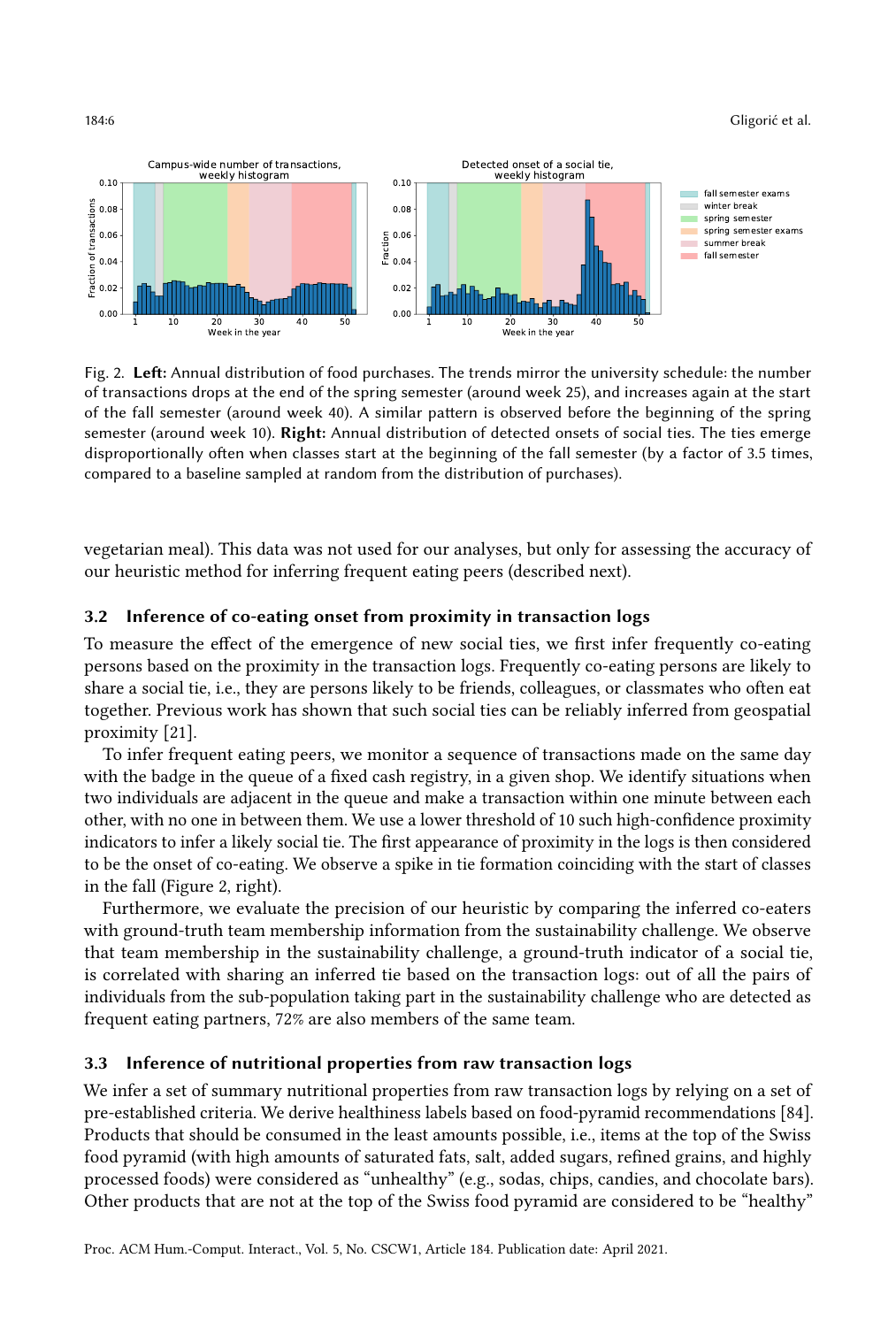Fig. 2. **Left:** Annual distribution of food purchases. The trends mirror the university schedule: the number of transactions drops at the end of the spring semester (around week 25), and increases again at the start of the fall semester (around week 40). A similar pattern is observed before the beginning of the spring semester (around week 10). **Right:** Annual distribution of detected onsets of social ties. The ties emerge disproportionally often when classes start at the beginning of the fall semester (by a factor of 3.5 times, compared to a baseline sampled at random from the distribution of purchases).

vegetarian meal). This data was not used for our analyses, but only for assessing the accuracy of our heuristic method for inferring frequent eating peers (described next).

### 3.2 Inference of co-eating onset from proximity in transaction logs

To measure the effect of the emergence of new social ties, we first infer frequently co-eating persons based on the proximity in the transaction logs. Frequently co-eating persons are likely to share a social tie, i.e., they are persons likely to be friends, colleagues, or classmates who often eat together. Previous work has shown that such social ties can be reliably inferred from geospatial proximity [21].

To infer frequent eating peers, we monitor a sequence of transactions made on the same day with the badge in the queue of a fixed cash registry, in a given shop. We identify situations when two individuals are adjacent in the queue and make a transaction within one minute between each other, with no one in between them. We use a lower threshold of 10 such high-confidence proximity indicators to infer a likely social tie. The first appearance of proximity in the logs is then considered to be the onset of co-eating. We observe a spike in tie formation coinciding with the start of classes in the fall (Figure 2, right).

Furthermore, we evaluate the precision of our heuristic by comparing the inferred co-eaters with ground-truth team membership information from the sustainability challenge. We observe that team membership in the sustainability challenge, a ground-truth indicator of a social tie, is correlated with sharing an inferred tie based on the transaction logs: out of all the pairs of individuals from the sub-population taking part in the sustainability challenge who are detected as frequent eating partners, 72% are also members of the same team.

### 3.3 Inference of nutritional properties from raw transaction logs

We infer a set of summary nutritional properties from raw transaction logs by relying on a set of pre-established criteria. We derive healthiness labels based on food-pyramid recommendations [84]. Products that should be consumed in the least amounts possible, i.e., items at the top of the Swiss food pyramid (with high amounts of saturated fats, salt, added sugars, refined grains, and highly processed foods) were considered as "unhealthy" (e.g., sodas, chips, candies, and chocolate bars). Other products that are not at the top of the Swiss food pyramid are considered to be "healthy"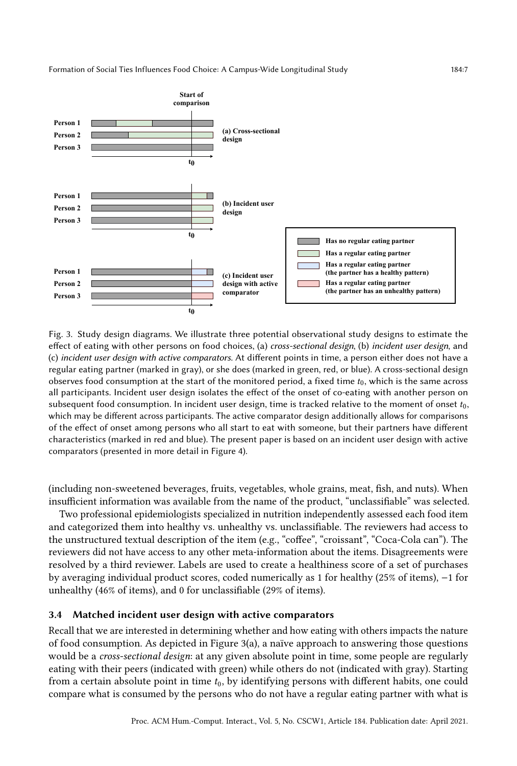Fig. 3. Study design diagrams. We illustrate three potential observational study designs to estimate the effect of eating with other persons on food choices, (a) *cross-sectional design*, (b) *incident user design*, and (c) *incident user design with active comparators*. At different points in time, a person either does not have a regular eating partner (marked in gray), or she does (marked in green, red, or blue). A cross-sectional design observes food consumption at the start of the monitored period, a fixed time $t_0$, which is the same across all participants. Incident user design isolates the effect of the onset of co-eating with another person on subsequent food consumption. In incident user design, time is tracked relative to the moment of onset $t_0$, which may be different across participants. The active comparator design additionally allows for comparisons of the effect of onset among persons who all start to eat with someone, but their partners have different characteristics (marked in red and blue). The present paper is based on an incident user design with active comparators (presented in more detail in Figure 4).

(including non-sweetened beverages, fruits, vegetables, whole grains, meat, fish, and nuts). When insufficient information was available from the name of the product, "unclassifiable" was selected.

Two professional epidemiologists specialized in nutrition independently assessed each food item and categorized them into healthy vs. unhealthy vs. unclassifiable. The reviewers had access to the unstructured textual description of the item (e.g., "coffee", "croissant", "Coca-Cola can"). The reviewers did not have access to any other meta-information about the items. Disagreements were resolved by a third reviewer. Labels are used to create a healthiness score of a set of purchases by averaging individual product scores, coded numerically as 1 for healthy (25% of items), −1 for unhealthy (46% of items), and 0 for unclassifiable (29% of items).

### 3.4 Matched incident user design with active comparators

Recall that we are interested in determining whether and how eating with others impacts the nature of food consumption. As depicted in Figure 3(a), a naïve approach to answering those questions would be a *cross-sectional design*: at any given absolute point in time, some people are regularly eating with their peers (indicated with green) while others do not (indicated with gray). Starting from a certain absolute point in time $t_0$, by identifying persons with different habits, one could compare what is consumed by the persons who do not have a regular eating partner with what is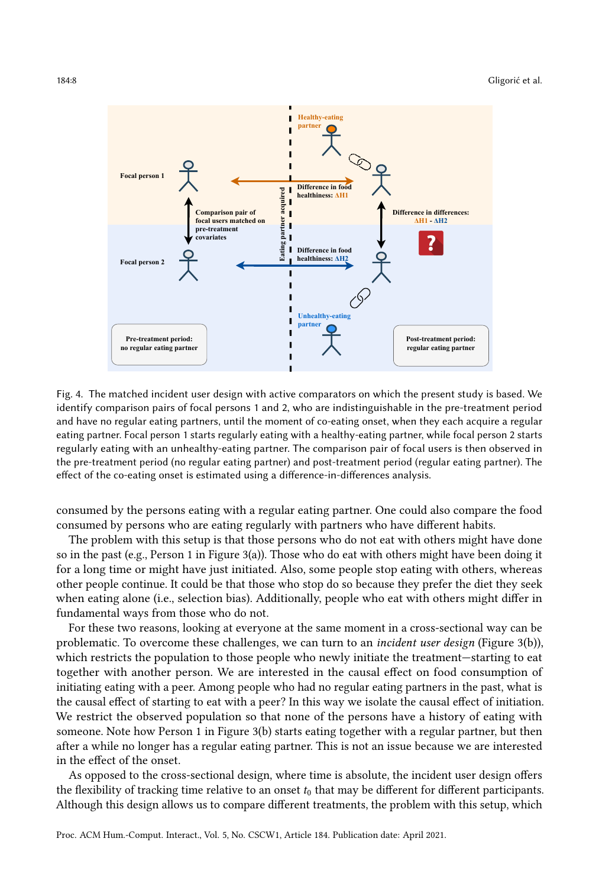Fig. 4. The matched incident user design with active comparators on which the present study is based. We identify comparison pairs of focal persons 1 and 2, who are indistinguishable in the pre-treatment period and have no regular eating partners, until the moment of co-eating onset, when they each acquire a regular eating partner. Focal person 1 starts regularly eating with a healthy-eating partner, while focal person 2 starts regularly eating with an unhealthy-eating partner. The comparison pair of focal users is then observed in the pre-treatment period (no regular eating partner) and post-treatment period (regular eating partner). The effect of the co-eating onset is estimated using a difference-in-differences analysis.

consumed by the persons eating with a regular eating partner. One could also compare the food consumed by persons who are eating regularly with partners who have different habits.

The problem with this setup is that those persons who do not eat with others might have done so in the past (e.g., Person 1 in Figure 3(a)). Those who do eat with others might have been doing it for a long time or might have just initiated. Also, some people stop eating with others, whereas other people continue. It could be that those who stop do so because they prefer the diet they seek when eating alone (i.e., selection bias). Additionally, people who eat with others might differ in fundamental ways from those who do not.

For these two reasons, looking at everyone at the same moment in a cross-sectional way can be problematic. To overcome these challenges, we can turn to an *incident user design* (Figure 3(b)), which restricts the population to those people who newly initiate the treatment—starting to eat together with another person. We are interested in the causal effect on food consumption of initiating eating with a peer. Among people who had no regular eating partners in the past, what is the causal effect of starting to eat with a peer? In this way we isolate the causal effect of initiation. We restrict the observed population so that none of the persons have a history of eating with someone. Note how Person 1 in Figure 3(b) starts eating together with a regular partner, but then after a while no longer has a regular eating partner. This is not an issue because we are interested in the effect of the onset.

As opposed to the cross-sectional design, where time is absolute, the incident user design offers the flexibility of tracking time relative to an onset $t_0$ that may be different for different participants. Although this design allows us to compare different treatments, the problem with this setup, which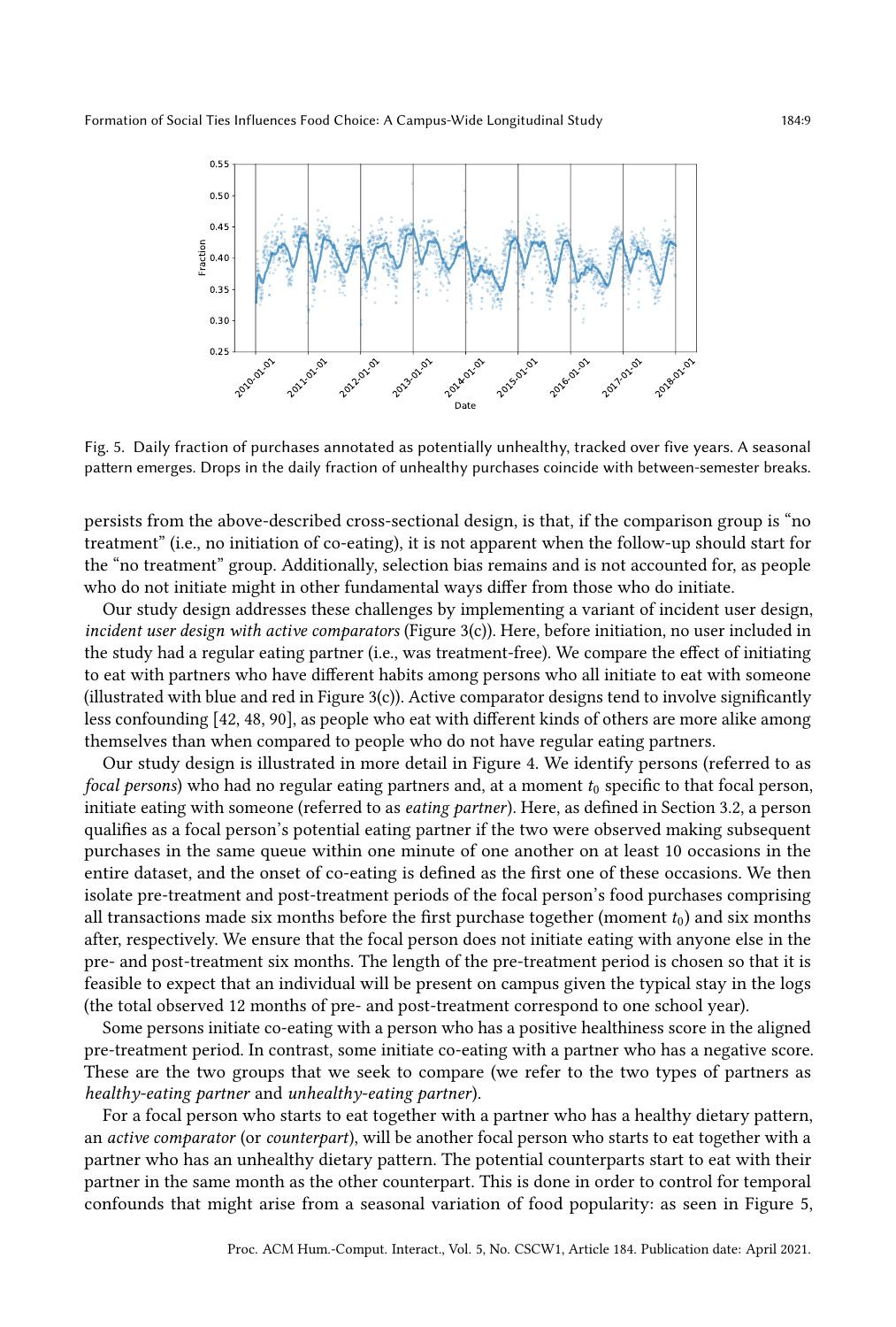Fig. 5. Daily fraction of purchases annotated as potentially unhealthy, tracked over five years. A seasonal pattern emerges. Drops in the daily fraction of unhealthy purchases coincide with between-semester breaks.

persists from the above-described cross-sectional design, is that, if the comparison group is "no treatment" (i.e., no initiation of co-eating), it is not apparent when the follow-up should start for the "no treatment" group. Additionally, selection bias remains and is not accounted for, as people who do not initiate might in other fundamental ways differ from those who do initiate.

Our study design addresses these challenges by implementing a variant of incident user design, *incident user design with active comparators* (Figure 3(c)). Here, before initiation, no user included in the study had a regular eating partner (i.e., was treatment-free). We compare the effect of initiating to eat with partners who have different habits among persons who all initiate to eat with someone (illustrated with blue and red in Figure 3(c)). Active comparator designs tend to involve significantly less confounding [42, 48, 90], as people who eat with different kinds of others are more alike among themselves than when compared to people who do not have regular eating partners.

Our study design is illustrated in more detail in Figure 4. We identify persons (referred to as *focal persons*) who had no regular eating partners and, at a moment $t_0$ specific to that focal person, initiate eating with someone (referred to as *eating partner*). Here, as defined in Section 3.2, a person qualifies as a focal person's potential eating partner if the two were observed making subsequent purchases in the same queue within one minute of one another on at least 10 occasions in the entire dataset, and the onset of co-eating is defined as the first one of these occasions. We then isolate pre-treatment and post-treatment periods of the focal person's food purchases comprising all transactions made six months before the first purchase together (moment $t_0$) and six months after, respectively. We ensure that the focal person does not initiate eating with anyone else in the pre- and post-treatment six months. The length of the pre-treatment period is chosen so that it is feasible to expect that an individual will be present on campus given the typical stay in the logs (the total observed 12 months of pre- and post-treatment correspond to one school year).

Some persons initiate co-eating with a person who has a positive healthiness score in the aligned pre-treatment period. In contrast, some initiate co-eating with a partner who has a negative score. These are the two groups that we seek to compare (we refer to the two types of partners as *healthy-eating partner* and *unhealthy-eating partner*).

For a focal person who starts to eat together with a partner who has a healthy dietary pattern, an *active comparator* (or *counterpart*), will be another focal person who starts to eat together with a partner who has an unhealthy dietary pattern. The potential counterparts start to eat with their partner in the same month as the other counterpart. This is done in order to control for temporal confounds that might arise from a seasonal variation of food popularity: as seen in Figure 5,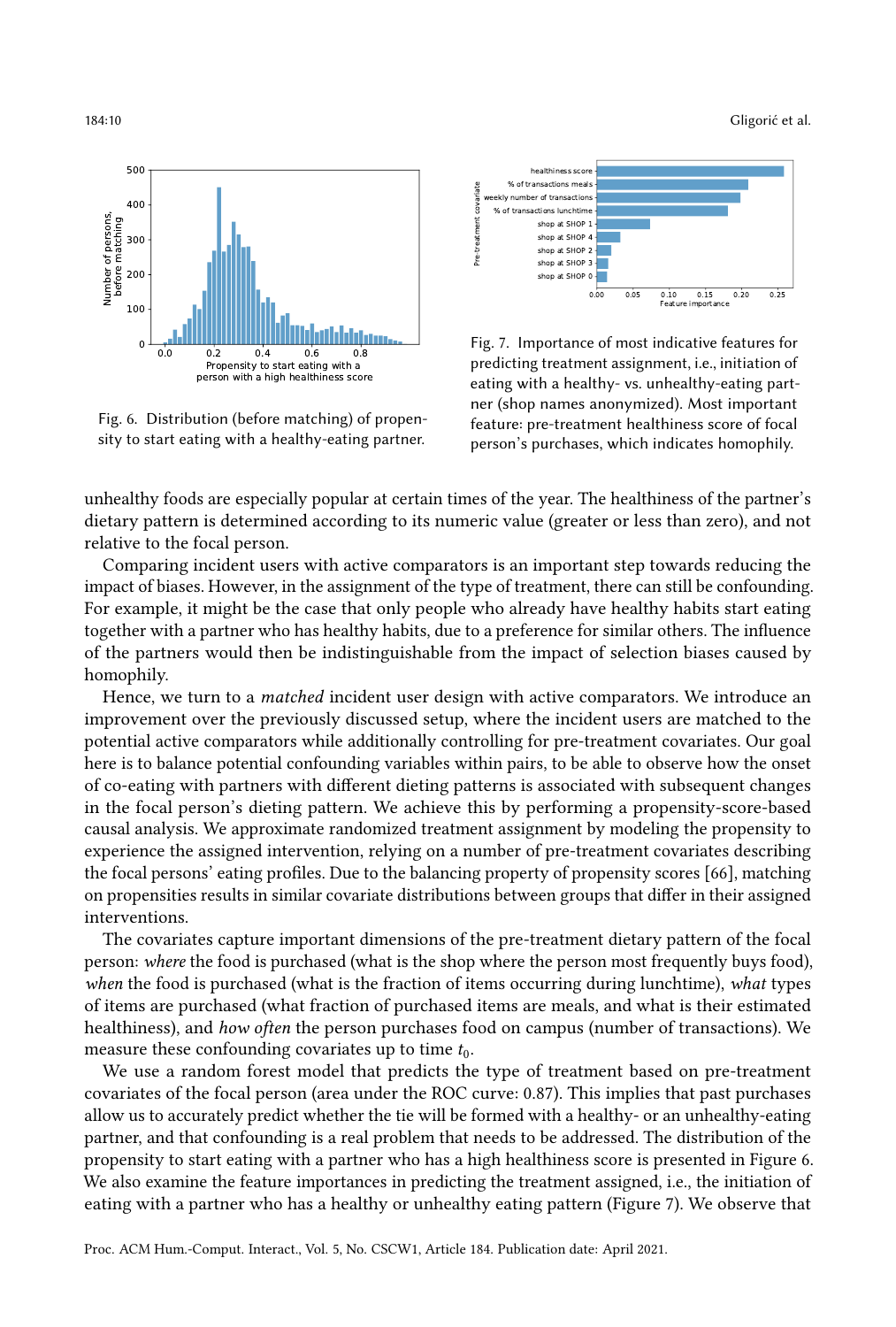Fig. 6. Distribution (before matching) of propensity to start eating with a healthy-eating partner.

Fig. 7. Importance of most indicative features for predicting treatment assignment, i.e., initiation of eating with a healthy- vs. unhealthy-eating partner (shop names anonymized). Most important feature: pre-treatment healthiness score of focal person's purchases, which indicates homophily.

unhealthy foods are especially popular at certain times of the year. The healthiness of the partner's dietary pattern is determined according to its numeric value (greater or less than zero), and not relative to the focal person.

Comparing incident users with active comparators is an important step towards reducing the impact of biases. However, in the assignment of the type of treatment, there can still be confounding. For example, it might be the case that only people who already have healthy habits start eating together with a partner who has healthy habits, due to a preference for similar others. The influence of the partners would then be indistinguishable from the impact of selection biases caused by homophily.

Hence, we turn to a *matched* incident user design with active comparators. We introduce an improvement over the previously discussed setup, where the incident users are matched to the potential active comparators while additionally controlling for pre-treatment covariates. Our goal here is to balance potential confounding variables within pairs, to be able to observe how the onset of co-eating with partners with different dieting patterns is associated with subsequent changes in the focal person's dieting pattern. We achieve this by performing a propensity-score-based causal analysis. We approximate randomized treatment assignment by modeling the propensity to experience the assigned intervention, relying on a number of pre-treatment covariates describing the focal persons' eating profiles. Due to the balancing property of propensity scores [66], matching on propensities results in similar covariate distributions between groups that differ in their assigned interventions.

The covariates capture important dimensions of the pre-treatment dietary pattern of the focal person: *where* the food is purchased (what is the shop where the person most frequently buys food), *when* the food is purchased (what is the fraction of items occurring during lunchtime), *what* types of items are purchased (what fraction of purchased items are meals, and what is their estimated healthiness), and *how often* the person purchases food on campus (number of transactions). We measure these confounding covariates up to time $t_0$.

We use a random forest model that predicts the type of treatment based on pre-treatment covariates of the focal person (area under the ROC curve: 0.87). This implies that past purchases allow us to accurately predict whether the tie will be formed with a healthy- or an unhealthy-eating partner, and that confounding is a real problem that needs to be addressed. The distribution of the propensity to start eating with a partner who has a high healthiness score is presented in Figure 6. We also examine the feature importances in predicting the treatment assigned, i.e., the initiation of eating with a partner who has a healthy or unhealthy eating pattern (Figure 7). We observe that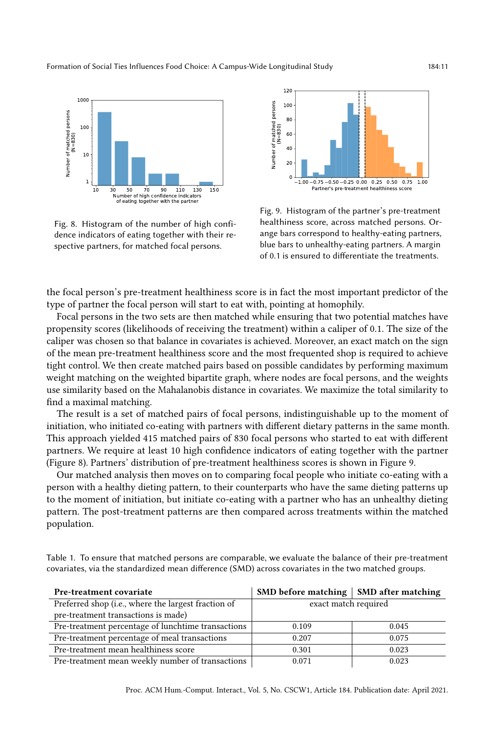Fig. 8. Histogram of the number of high confidence indicators of eating together with their respective partners, for matched focal persons.

Fig. 9. Histogram of the partner's pre-treatment healthiness score, across matched persons. Orange bars correspond to healthy-eating partners, blue bars to unhealthy-eating partners. A margin of 0.1 is ensured to differentiate the treatments.

the focal person's pre-treatment healthiness score is in fact the most important predictor of the type of partner the focal person will start to eat with, pointing at homophily.

Focal persons in the two sets are then matched while ensuring that two potential matches have propensity scores (likelihoods of receiving the treatment) within a caliper of 0.1. The size of the caliper was chosen so that balance in covariates is achieved. Moreover, an exact match on the sign of the mean pre-treatment healthiness score and the most frequented shop is required to achieve tight control. We then create matched pairs based on possible candidates by performing maximum weight matching on the weighted bipartite graph, where nodes are focal persons, and the weights use similarity based on the Mahalanobis distance in covariates. We maximize the total similarity to find a maximal matching.

The result is a set of matched pairs of focal persons, indistinguishable up to the moment of initiation, who initiated co-eating with partners with different dietary patterns in the same month. This approach yielded 415 matched pairs of 830 focal persons who started to eat with different partners. We require at least 10 high confidence indicators of eating together with the partner (Figure 8). Partners' distribution of pre-treatment healthiness scores is shown in Figure 9.

Our matched analysis then moves on to comparing focal people who initiate co-eating with a person with a healthy dieting pattern, to their counterparts who have the same dieting patterns up to the moment of initiation, but initiate co-eating with a partner who has an unhealthy dieting pattern. The post-treatment patterns are then compared across treatments within the matched population.

Table 1. To ensure that matched persons are comparable, we evaluate the balance of their pre-treatment covariates, via the standardized mean difference (SMD) across covariates in the two matched groups.

| Pre-treatment covariate | SMD before matching | SMD after matching |
|---|---|---|
| Preferred shop (i.e., where the largest fraction of pre-treatment transactions is made) | exact match required | |
| Pre-treatment percentage of lunchtime transactions | 0.109 | 0.045 |
| Pre-treatment percentage of meal transactions | 0.207 | 0.075 |
| Pre-treatment mean healthiness score | 0.301 | 0.023 |
| Pre-treatment mean weekly number of transactions | 0.071 | 0.023 |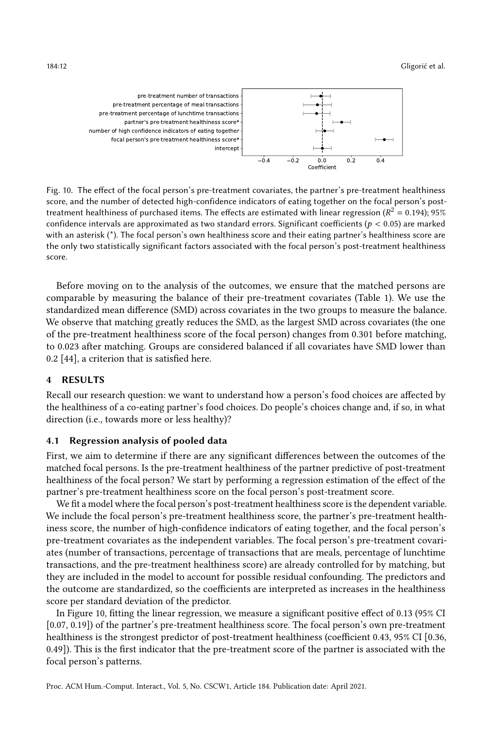Fig. 10. The effect of the focal person's pre-treatment covariates, the partner's pre-treatment healthiness score, and the number of detected high-confidence indicators of eating together on the focal person's post-treatment healthiness of purchased items. The effects are estimated with linear regression ($R^2 = 0.194$); 95% confidence intervals are approximated as two standard errors. Significant coefficients ($p < 0.05$) are marked with an asterisk (*). The focal person's own healthiness score and their eating partner's healthiness score are the only two statistically significant factors associated with the focal person's post-treatment healthiness score.

Before moving on to the analysis of the outcomes, we ensure that the matched persons are comparable by measuring the balance of their pre-treatment covariates (Table 1). We use the standardized mean difference (SMD) across covariates in the two groups to measure the balance. We observe that matching greatly reduces the SMD, as the largest SMD across covariates (the one of the pre-treatment healthiness score of the focal person) changes from 0.301 before matching, to 0.023 after matching. Groups are considered balanced if all covariates have SMD lower than 0.2 [44], a criterion that is satisfied here.

## 4 RESULTS

Recall our research question: we want to understand how a person's food choices are affected by the healthiness of a co-eating partner's food choices. Do people's choices change and, if so, in what direction (i.e., towards more or less healthy)?

### 4.1 Regression analysis of pooled data

First, we aim to determine if there are any significant differences between the outcomes of the matched focal persons. Is the pre-treatment healthiness of the partner predictive of post-treatment healthiness of the focal person? We start by performing a regression estimation of the effect of the partner's pre-treatment healthiness score on the focal person's post-treatment score.

We fit a model where the focal person's post-treatment healthiness score is the dependent variable. We include the focal person's pre-treatment healthiness score, the partner's pre-treatment healthiness score, the number of high-confidence indicators of eating together, and the focal person's pre-treatment covariates as the independent variables. The focal person's pre-treatment covariates (number of transactions, percentage of transactions that are meals, percentage of lunchtime transactions, and the pre-treatment healthiness score) are already controlled for by matching, but they are included in the model to account for possible residual confounding. The predictors and the outcome are standardized, so the coefficients are interpreted as increases in the healthiness score per standard deviation of the predictor.

In Figure 10, fitting the linear regression, we measure a significant positive effect of 0.13 (95% CI [0.07, 0.19]) of the partner's pre-treatment healthiness score. The focal person's own pre-treatment healthiness is the strongest predictor of post-treatment healthiness (coefficient 0.43, 95% CI [0.36, 0.49]). This is the first indicator that the pre-treatment score of the partner is associated with the focal person's patterns.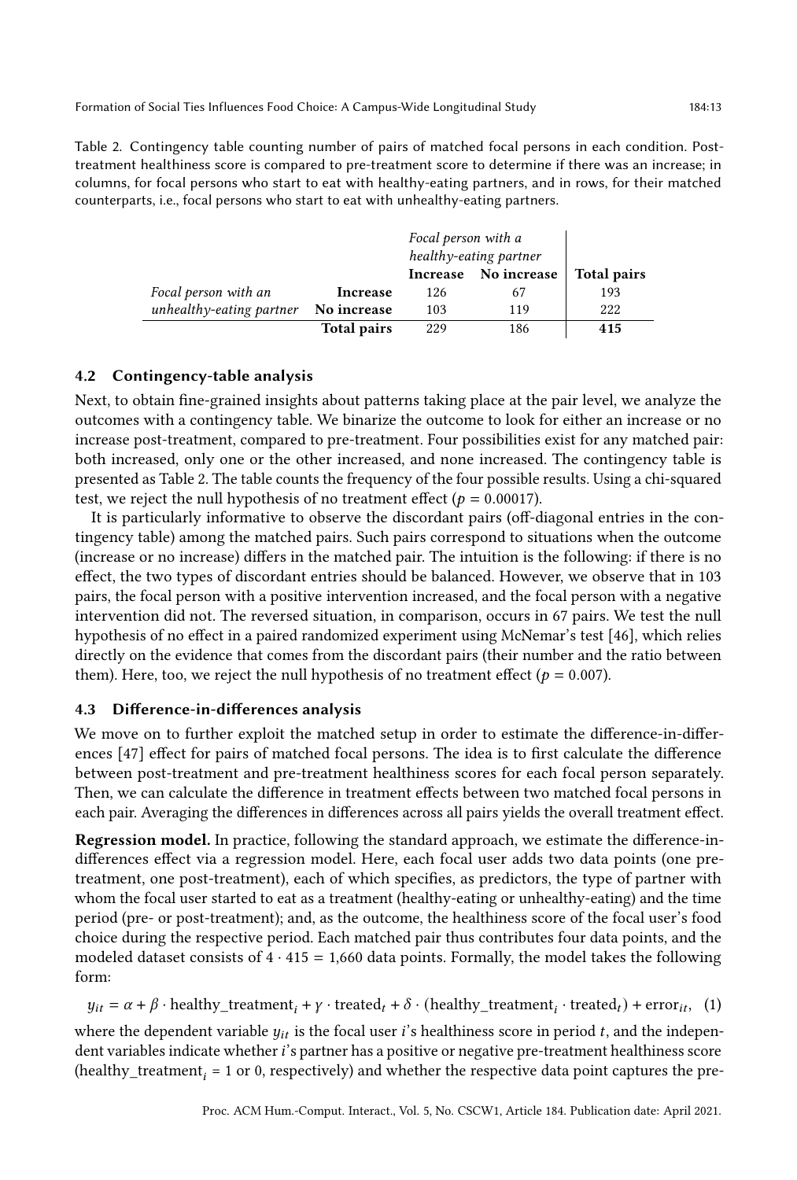Table 2. Contingency table counting number of pairs of matched focal persons in each condition. Post-treatment healthiness score is compared to pre-treatment score to determine if there was an increase; in columns, for focal persons who start to eat with healthy-eating partners, and in rows, for their matched counterparts, i.e., focal persons who start to eat with unhealthy-eating partners.

| | | *Focal person with a healthy-eating partner* | | |
|---|---|---|---|---|
| | | **Increase** | **No increase** | **Total pairs** |
| *Focal person with an* | **Increase** | 126 | 67 | 193 |
| *unhealthy-eating partner* | **No increase** | 103 | 119 | 222 |
| | **Total pairs** | 229 | 186 | **415** |

### 4.2 Contingency-table analysis

Next, to obtain fine-grained insights about patterns taking place at the pair level, we analyze the outcomes with a contingency table. We binarize the outcome to look for either an increase or no increase post-treatment, compared to pre-treatment. Four possibilities exist for any matched pair: both increased, only one or the other increased, and none increased. The contingency table is presented as Table 2. The table counts the frequency of the four possible results. Using a chi-squared test, we reject the null hypothesis of no treatment effect ($p = 0.00017$).

It is particularly informative to observe the discordant pairs (off-diagonal entries in the contingency table) among the matched pairs. Such pairs correspond to situations when the outcome (increase or no increase) differs in the matched pair. The intuition is the following: if there is no effect, the two types of discordant entries should be balanced. However, we observe that in 103 pairs, the focal person with a positive intervention increased, and the focal person with a negative intervention did not. The reversed situation, in comparison, occurs in 67 pairs. We test the null hypothesis of no effect in a paired randomized experiment using McNemar's test [46], which relies directly on the evidence that comes from the discordant pairs (their number and the ratio between them). Here, too, we reject the null hypothesis of no treatment effect ($p = 0.007$).

### 4.3 Difference-in-differences analysis

We move on to further exploit the matched setup in order to estimate the difference-in-differences [47] effect for pairs of matched focal persons. The idea is to first calculate the difference between post-treatment and pre-treatment healthiness scores for each focal person separately. Then, we can calculate the difference in treatment effects between two matched focal persons in each pair. Averaging the differences in differences across all pairs yields the overall treatment effect.

**Regression model.** In practice, following the standard approach, we estimate the difference-in-differences effect via a regression model. Here, each focal user adds two data points (one pre-treatment, one post-treatment), each of which specifies, as predictors, the type of partner with whom the focal user started to eat as a treatment (healthy-eating or unhealthy-eating) and the time period (pre- or post-treatment); and, as the outcome, the healthiness score of the focal user's food choice during the respective period. Each matched pair thus contributes four data points, and the modeled dataset consists of $4 \cdot 415 = 1{,}660$ data points. Formally, the model takes the following form:

$$y_{it} = \alpha + \beta \cdot \text{healthy\_treatment}_i + \gamma \cdot \text{treated}_t + \delta \cdot (\text{healthy\_treatment}_i \cdot \text{treated}_t) + \text{error}_{it}, \quad (1)$$

where the dependent variable $y_{it}$ is the focal user $i$'s healthiness score in period $t$, and the independent variables indicate whether $i$'s partner has a positive or negative pre-treatment healthiness score ($\text{healthy\_treatment}_i = 1$ or 0, respectively) and whether the respective data point captures the pre-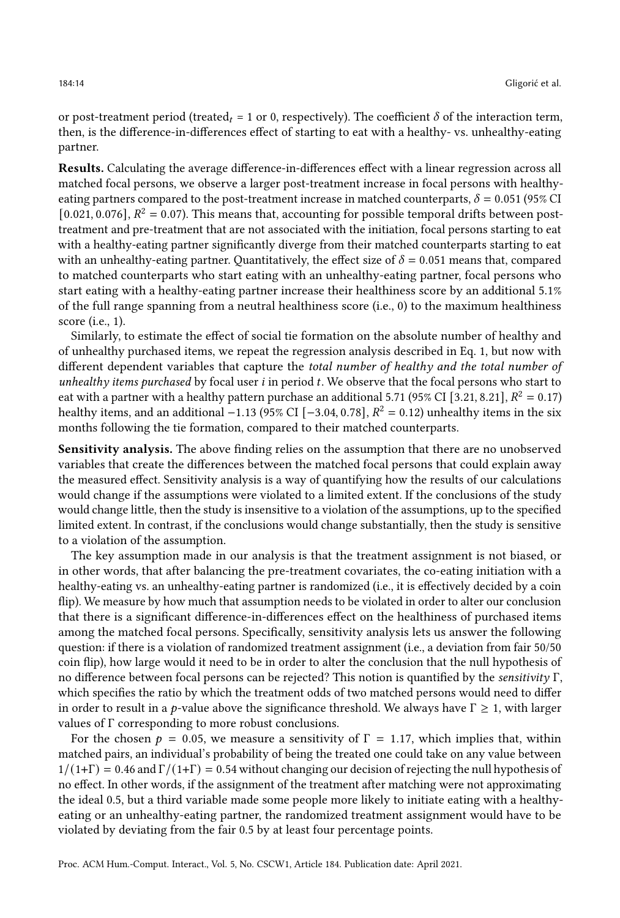or post-treatment period (treated$_t$ = 1 or 0, respectively). The coefficient $\delta$ of the interaction term, then, is the difference-in-differences effect of starting to eat with a healthy- vs. unhealthy-eating partner.

**Results.** Calculating the average difference-in-differences effect with a linear regression across all matched focal persons, we observe a larger post-treatment increase in focal persons with healthy-eating partners compared to the post-treatment increase in matched counterparts, $\delta = 0.051$ (95% CI $[0.021, 0.076]$, $R^2 = 0.07$). This means that, accounting for possible temporal drifts between post-treatment and pre-treatment that are not associated with the initiation, focal persons starting to eat with a healthy-eating partner significantly diverge from their matched counterparts starting to eat with an unhealthy-eating partner. Quantitatively, the effect size of $\delta = 0.051$ means that, compared to matched counterparts who start eating with an unhealthy-eating partner, focal persons who start eating with a healthy-eating partner increase their healthiness score by an additional 5.1% of the full range spanning from a neutral healthiness score (i.e., 0) to the maximum healthiness score (i.e., 1).

Similarly, to estimate the effect of social tie formation on the absolute number of healthy and of unhealthy purchased items, we repeat the regression analysis described in Eq. 1, but now with different dependent variables that capture the *total number of healthy and the total number of unhealthy items purchased* by focal user $i$ in period $t$. We observe that the focal persons who start to eat with a partner with a healthy pattern purchase an additional 5.71 (95% CI $[3.21, 8.21]$, $R^2 = 0.17$) healthy items, and an additional $-1.13$ (95% CI $[-3.04, 0.78]$, $R^2 = 0.12$) unhealthy items in the six months following the tie formation, compared to their matched counterparts.

**Sensitivity analysis.** The above finding relies on the assumption that there are no unobserved variables that create the differences between the matched focal persons that could explain away the measured effect. Sensitivity analysis is a way of quantifying how the results of our calculations would change if the assumptions were violated to a limited extent. If the conclusions of the study would change little, then the study is insensitive to a violation of the assumptions, up to the specified limited extent. In contrast, if the conclusions would change substantially, then the study is sensitive to a violation of the assumption.

The key assumption made in our analysis is that the treatment assignment is not biased, or in other words, that after balancing the pre-treatment covariates, the co-eating initiation with a healthy-eating vs. an unhealthy-eating partner is randomized (i.e., it is effectively decided by a coin flip). We measure by how much that assumption needs to be violated in order to alter our conclusion that there is a significant difference-in-differences effect on the healthiness of purchased items among the matched focal persons. Specifically, sensitivity analysis lets us answer the following question: if there is a violation of randomized treatment assignment (i.e., a deviation from fair 50/50 coin flip), how large would it need to be in order to alter the conclusion that the null hypothesis of no difference between focal persons can be rejected? This notion is quantified by the *sensitivity* $\Gamma$, which specifies the ratio by which the treatment odds of two matched persons would need to differ in order to result in a $p$-value above the significance threshold. We always have $\Gamma \geq 1$, with larger values of $\Gamma$ corresponding to more robust conclusions.

For the chosen $p = 0.05$, we measure a sensitivity of $\Gamma = 1.17$, which implies that, within matched pairs, an individual's probability of being the treated one could take on any value between $1/(1+\Gamma) = 0.46$ and $\Gamma/(1+\Gamma) = 0.54$ without changing our decision of rejecting the null hypothesis of no effect. In other words, if the assignment of the treatment after matching were not approximating the ideal 0.5, but a third variable made some people more likely to initiate eating with a healthy-eating or an unhealthy-eating partner, the randomized treatment assignment would have to be violated by deviating from the fair 0.5 by at least four percentage points.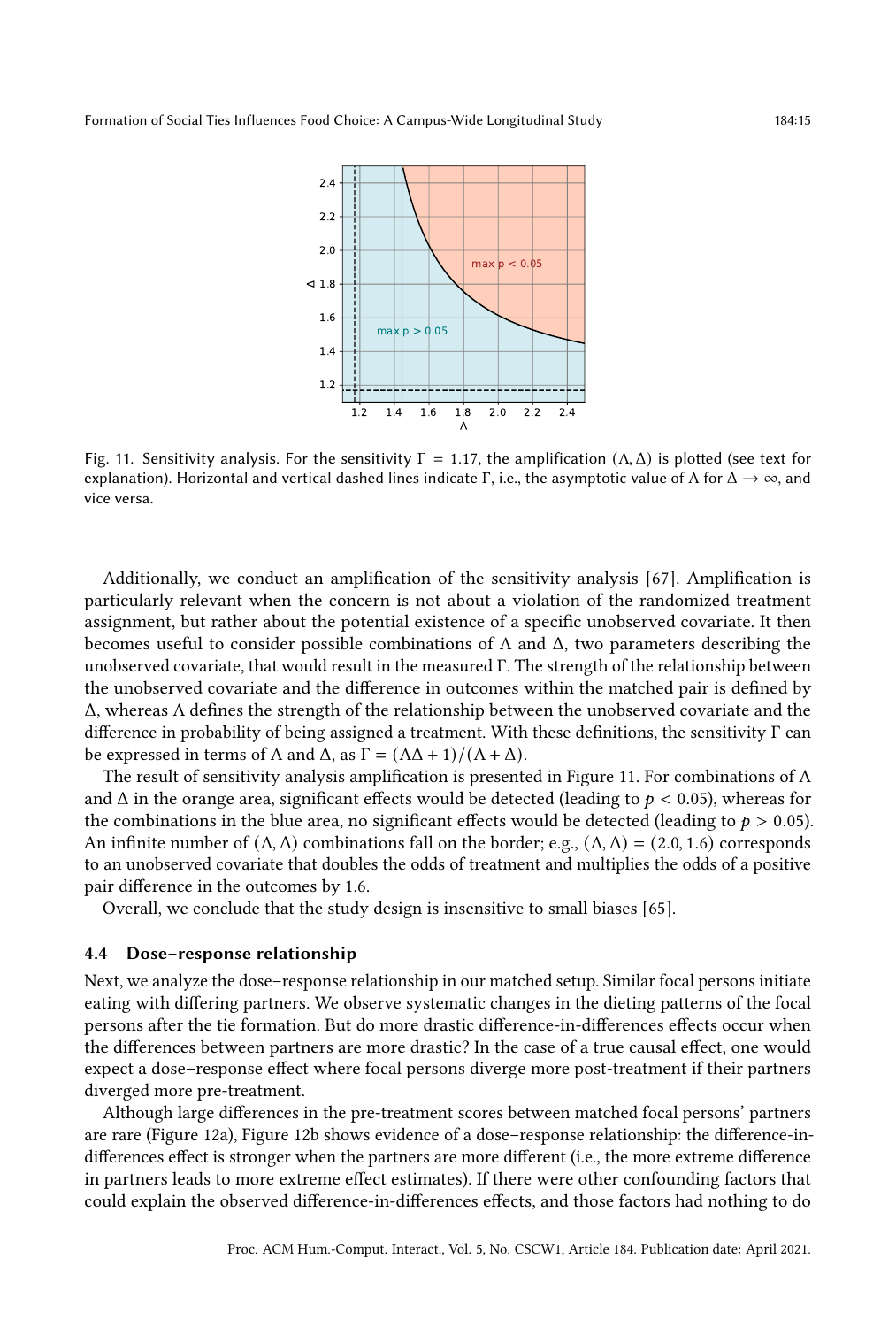Fig. 11. Sensitivity analysis. For the sensitivity $\Gamma = 1.17$, the amplification $(\Lambda, \Delta)$ is plotted (see text for explanation). Horizontal and vertical dashed lines indicate $\Gamma$, i.e., the asymptotic value of $\Lambda$ for $\Delta \to \infty$, and vice versa.

Additionally, we conduct an amplification of the sensitivity analysis [67]. Amplification is particularly relevant when the concern is not about a violation of the randomized treatment assignment, but rather about the potential existence of a specific unobserved covariate. It then becomes useful to consider possible combinations of $\Lambda$ and $\Delta$, two parameters describing the unobserved covariate, that would result in the measured $\Gamma$. The strength of the relationship between the unobserved covariate and the difference in outcomes within the matched pair is defined by $\Delta$, whereas $\Lambda$ defines the strength of the relationship between the unobserved covariate and the difference in probability of being assigned a treatment. With these definitions, the sensitivity $\Gamma$ can be expressed in terms of $\Lambda$ and $\Delta$, as $\Gamma = (\Lambda\Delta + 1)/(\Lambda + \Delta)$.

The result of sensitivity analysis amplification is presented in Figure 11. For combinations of $\Lambda$ and $\Delta$ in the orange area, significant effects would be detected (leading to $p < 0.05$), whereas for the combinations in the blue area, no significant effects would be detected (leading to $p > 0.05$). An infinite number of $(\Lambda, \Delta)$ combinations fall on the border; e.g., $(\Lambda, \Delta) = (2.0, 1.6)$ corresponds to an unobserved covariate that doubles the odds of treatment and multiplies the odds of a positive pair difference in the outcomes by 1.6.

Overall, we conclude that the study design is insensitive to small biases [65].

### 4.4 Dose–response relationship

Next, we analyze the dose–response relationship in our matched setup. Similar focal persons initiate eating with differing partners. We observe systematic changes in the dieting patterns of the focal persons after the tie formation. But do more drastic difference-in-differences effects occur when the differences between partners are more drastic? In the case of a true causal effect, one would expect a dose–response effect where focal persons diverge more post-treatment if their partners diverged more pre-treatment.

Although large differences in the pre-treatment scores between matched focal persons' partners are rare (Figure 12a), Figure 12b shows evidence of a dose–response relationship: the difference-in-differences effect is stronger when the partners are more different (i.e., the more extreme difference in partners leads to more extreme effect estimates). If there were other confounding factors that could explain the observed difference-in-differences effects, and those factors had nothing to do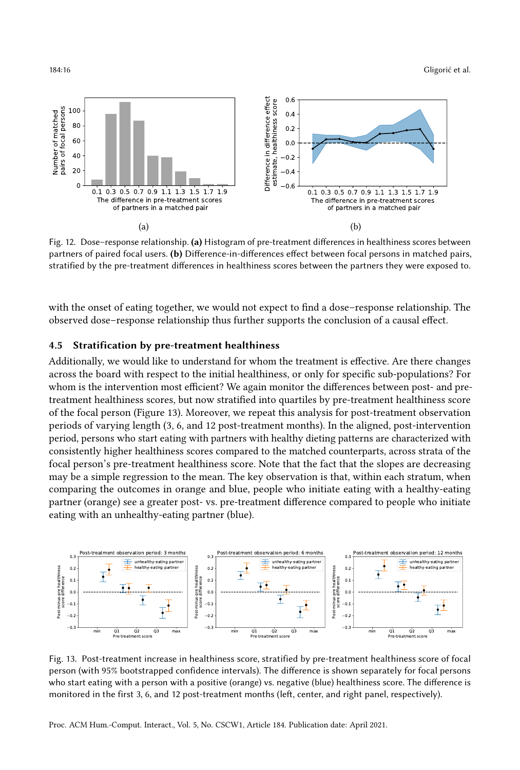Fig. 12. Dose–response relationship. **(a)** Histogram of pre-treatment differences in healthiness scores between partners of paired focal users. **(b)** Difference-in-differences effect between focal persons in matched pairs, stratified by the pre-treatment differences in healthiness scores between the partners they were exposed to.

with the onset of eating together, we would not expect to find a dose–response relationship. The observed dose–response relationship thus further supports the conclusion of a causal effect.

### 4.5 Stratification by pre-treatment healthiness

Additionally, we would like to understand for whom the treatment is effective. Are there changes across the board with respect to the initial healthiness, or only for specific sub-populations? For whom is the intervention most efficient? We again monitor the differences between post- and pre-treatment healthiness scores, but now stratified into quartiles by pre-treatment healthiness score of the focal person (Figure 13). Moreover, we repeat this analysis for post-treatment observation periods of varying length (3, 6, and 12 post-treatment months). In the aligned, post-intervention period, persons who start eating with partners with healthy dieting patterns are characterized with consistently higher healthiness scores compared to the matched counterparts, across strata of the focal person's pre-treatment healthiness score. Note that the fact that the slopes are decreasing may be a simple regression to the mean. The key observation is that, within each stratum, when comparing the outcomes in orange and blue, people who initiate eating with a healthy-eating partner (orange) see a greater post- vs. pre-treatment difference compared to people who initiate eating with an unhealthy-eating partner (blue).

Fig. 13. Post-treatment increase in healthiness score, stratified by pre-treatment healthiness score of focal person (with 95% bootstrapped confidence intervals). The difference is shown separately for focal persons who start eating with a person with a positive (orange) vs. negative (blue) healthiness score. The difference is monitored in the first 3, 6, and 12 post-treatment months (left, center, and right panel, respectively).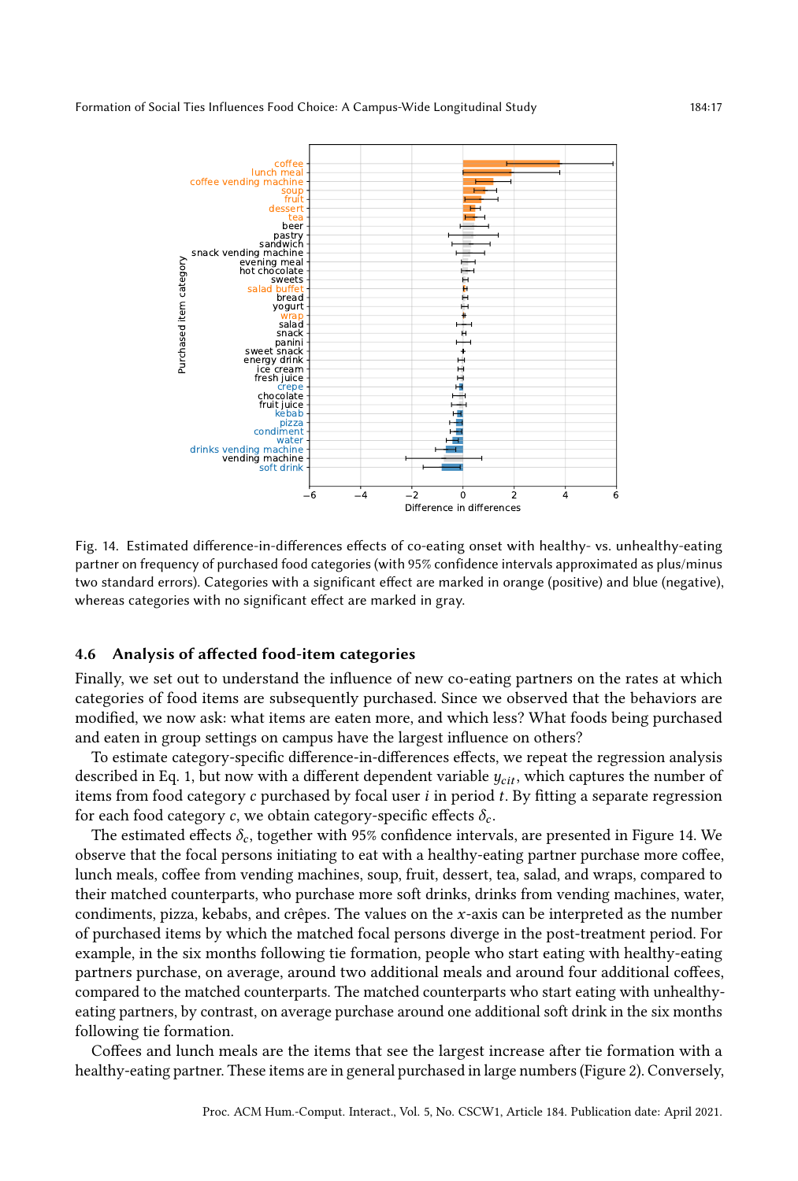Fig. 14. Estimated difference-in-differences effects of co-eating onset with healthy- vs. unhealthy-eating partner on frequency of purchased food categories (with 95% confidence intervals approximated as plus/minus two standard errors). Categories with a significant effect are marked in orange (positive) and blue (negative), whereas categories with no significant effect are marked in gray.

### 4.6 Analysis of affected food-item categories

Finally, we set out to understand the influence of new co-eating partners on the rates at which categories of food items are subsequently purchased. Since we observed that the behaviors are modified, we now ask: what items are eaten more, and which less? What foods being purchased and eaten in group settings on campus have the largest influence on others?

To estimate category-specific difference-in-differences effects, we repeat the regression analysis described in Eq. 1, but now with a different dependent variable $y_{cit}$, which captures the number of items from food category $c$ purchased by focal user $i$ in period $t$. By fitting a separate regression for each food category $c$, we obtain category-specific effects $\delta_c$.

The estimated effects $\delta_c$, together with 95% confidence intervals, are presented in Figure 14. We observe that the focal persons initiating to eat with a healthy-eating partner purchase more coffee, lunch meals, coffee from vending machines, soup, fruit, dessert, tea, salad, and wraps, compared to their matched counterparts, who purchase more soft drinks, drinks from vending machines, water, condiments, pizza, kebabs, and crêpes. The values on the $x$-axis can be interpreted as the number of purchased items by which the matched focal persons diverge in the post-treatment period. For example, in the six months following tie formation, people who start eating with healthy-eating partners purchase, on average, around two additional meals and around four additional coffees, compared to the matched counterparts. The matched counterparts who start eating with unhealthy-eating partners, by contrast, on average purchase around one additional soft drink in the six months following tie formation.

Coffees and lunch meals are the items that see the largest increase after tie formation with a healthy-eating partner. These items are in general purchased in large numbers (Figure 2). Conversely,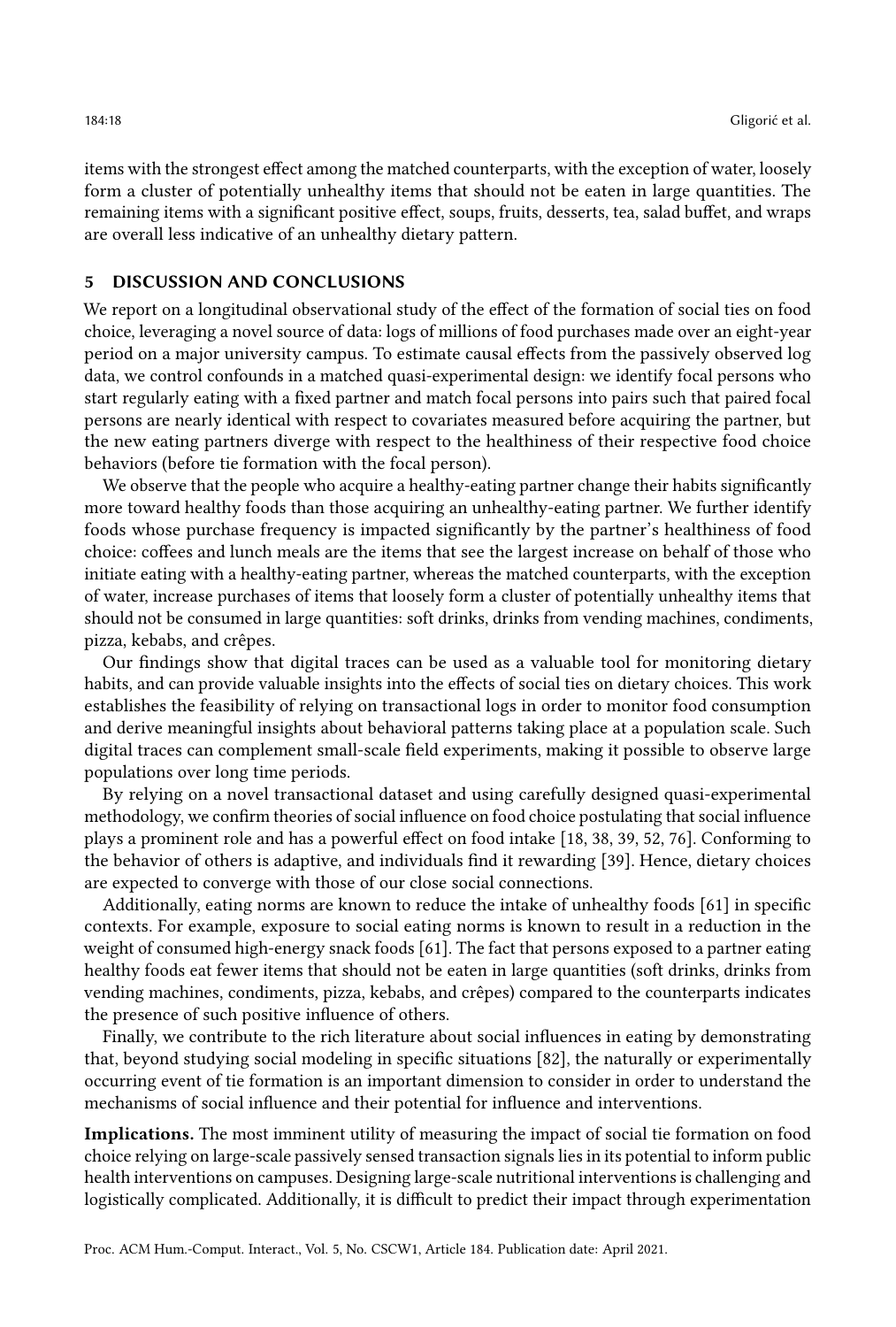items with the strongest effect among the matched counterparts, with the exception of water, loosely form a cluster of potentially unhealthy items that should not be eaten in large quantities. The remaining items with a significant positive effect, soups, fruits, desserts, tea, salad buffet, and wraps are overall less indicative of an unhealthy dietary pattern.

## 5 DISCUSSION AND CONCLUSIONS

We report on a longitudinal observational study of the effect of the formation of social ties on food choice, leveraging a novel source of data: logs of millions of food purchases made over an eight-year period on a major university campus. To estimate causal effects from the passively observed log data, we control confounds in a matched quasi-experimental design: we identify focal persons who start regularly eating with a fixed partner and match focal persons into pairs such that paired focal persons are nearly identical with respect to covariates measured before acquiring the partner, but the new eating partners diverge with respect to the healthiness of their respective food choice behaviors (before tie formation with the focal person).

We observe that the people who acquire a healthy-eating partner change their habits significantly more toward healthy foods than those acquiring an unhealthy-eating partner. We further identify foods whose purchase frequency is impacted significantly by the partner's healthiness of food choice: coffees and lunch meals are the items that see the largest increase on behalf of those who initiate eating with a healthy-eating partner, whereas the matched counterparts, with the exception of water, increase purchases of items that loosely form a cluster of potentially unhealthy items that should not be consumed in large quantities: soft drinks, drinks from vending machines, condiments, pizza, kebabs, and crêpes.

Our findings show that digital traces can be used as a valuable tool for monitoring dietary habits, and can provide valuable insights into the effects of social ties on dietary choices. This work establishes the feasibility of relying on transactional logs in order to monitor food consumption and derive meaningful insights about behavioral patterns taking place at a population scale. Such digital traces can complement small-scale field experiments, making it possible to observe large populations over long time periods.

By relying on a novel transactional dataset and using carefully designed quasi-experimental methodology, we confirm theories of social influence on food choice postulating that social influence plays a prominent role and has a powerful effect on food intake [18, 38, 39, 52, 76]. Conforming to the behavior of others is adaptive, and individuals find it rewarding [39]. Hence, dietary choices are expected to converge with those of our close social connections.

Additionally, eating norms are known to reduce the intake of unhealthy foods [61] in specific contexts. For example, exposure to social eating norms is known to result in a reduction in the weight of consumed high-energy snack foods [61]. The fact that persons exposed to a partner eating healthy foods eat fewer items that should not be eaten in large quantities (soft drinks, drinks from vending machines, condiments, pizza, kebabs, and crêpes) compared to the counterparts indicates the presence of such positive influence of others.

Finally, we contribute to the rich literature about social influences in eating by demonstrating that, beyond studying social modeling in specific situations [82], the naturally or experimentally occurring event of tie formation is an important dimension to consider in order to understand the mechanisms of social influence and their potential for influence and interventions.

**Implications.** The most imminent utility of measuring the impact of social tie formation on food choice relying on large-scale passively sensed transaction signals lies in its potential to inform public health interventions on campuses. Designing large-scale nutritional interventions is challenging and logistically complicated. Additionally, it is difficult to predict their impact through experimentation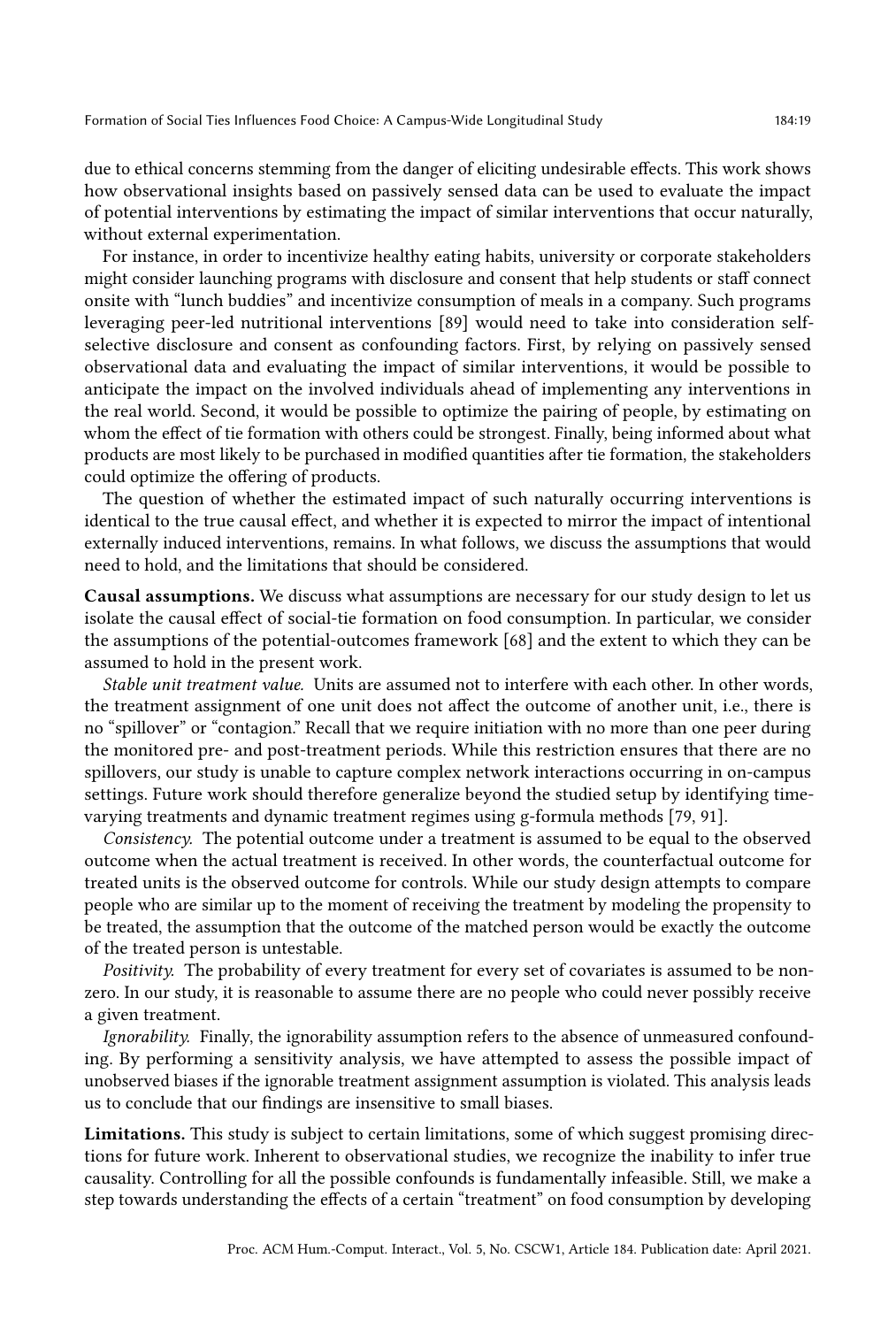due to ethical concerns stemming from the danger of eliciting undesirable effects. This work shows how observational insights based on passively sensed data can be used to evaluate the impact of potential interventions by estimating the impact of similar interventions that occur naturally, without external experimentation.

For instance, in order to incentivize healthy eating habits, university or corporate stakeholders might consider launching programs with disclosure and consent that help students or staff connect onsite with "lunch buddies" and incentivize consumption of meals in a company. Such programs leveraging peer-led nutritional interventions [89] would need to take into consideration self-selective disclosure and consent as confounding factors. First, by relying on passively sensed observational data and evaluating the impact of similar interventions, it would be possible to anticipate the impact on the involved individuals ahead of implementing any interventions in the real world. Second, it would be possible to optimize the pairing of people, by estimating on whom the effect of tie formation with others could be strongest. Finally, being informed about what products are most likely to be purchased in modified quantities after tie formation, the stakeholders could optimize the offering of products.

The question of whether the estimated impact of such naturally occurring interventions is identical to the true causal effect, and whether it is expected to mirror the impact of intentional externally induced interventions, remains. In what follows, we discuss the assumptions that would need to hold, and the limitations that should be considered.

**Causal assumptions.** We discuss what assumptions are necessary for our study design to let us isolate the causal effect of social-tie formation on food consumption. In particular, we consider the assumptions of the potential-outcomes framework [68] and the extent to which they can be assumed to hold in the present work.

*Stable unit treatment value.* Units are assumed not to interfere with each other. In other words, the treatment assignment of one unit does not affect the outcome of another unit, i.e., there is no "spillover" or "contagion." Recall that we require initiation with no more than one peer during the monitored pre- and post-treatment periods. While this restriction ensures that there are no spillovers, our study is unable to capture complex network interactions occurring in on-campus settings. Future work should therefore generalize beyond the studied setup by identifying time-varying treatments and dynamic treatment regimes using g-formula methods [79, 91].

*Consistency.* The potential outcome under a treatment is assumed to be equal to the observed outcome when the actual treatment is received. In other words, the counterfactual outcome for treated units is the observed outcome for controls. While our study design attempts to compare people who are similar up to the moment of receiving the treatment by modeling the propensity to be treated, the assumption that the outcome of the matched person would be exactly the outcome of the treated person is untestable.

*Positivity.* The probability of every treatment for every set of covariates is assumed to be non-zero. In our study, it is reasonable to assume there are no people who could never possibly receive a given treatment.

*Ignorability.* Finally, the ignorability assumption refers to the absence of unmeasured confounding. By performing a sensitivity analysis, we have attempted to assess the possible impact of unobserved biases if the ignorable treatment assignment assumption is violated. This analysis leads us to conclude that our findings are insensitive to small biases.

**Limitations.** This study is subject to certain limitations, some of which suggest promising directions for future work. Inherent to observational studies, we recognize the inability to infer true causality. Controlling for all the possible confounds is fundamentally infeasible. Still, we make a step towards understanding the effects of a certain "treatment" on food consumption by developing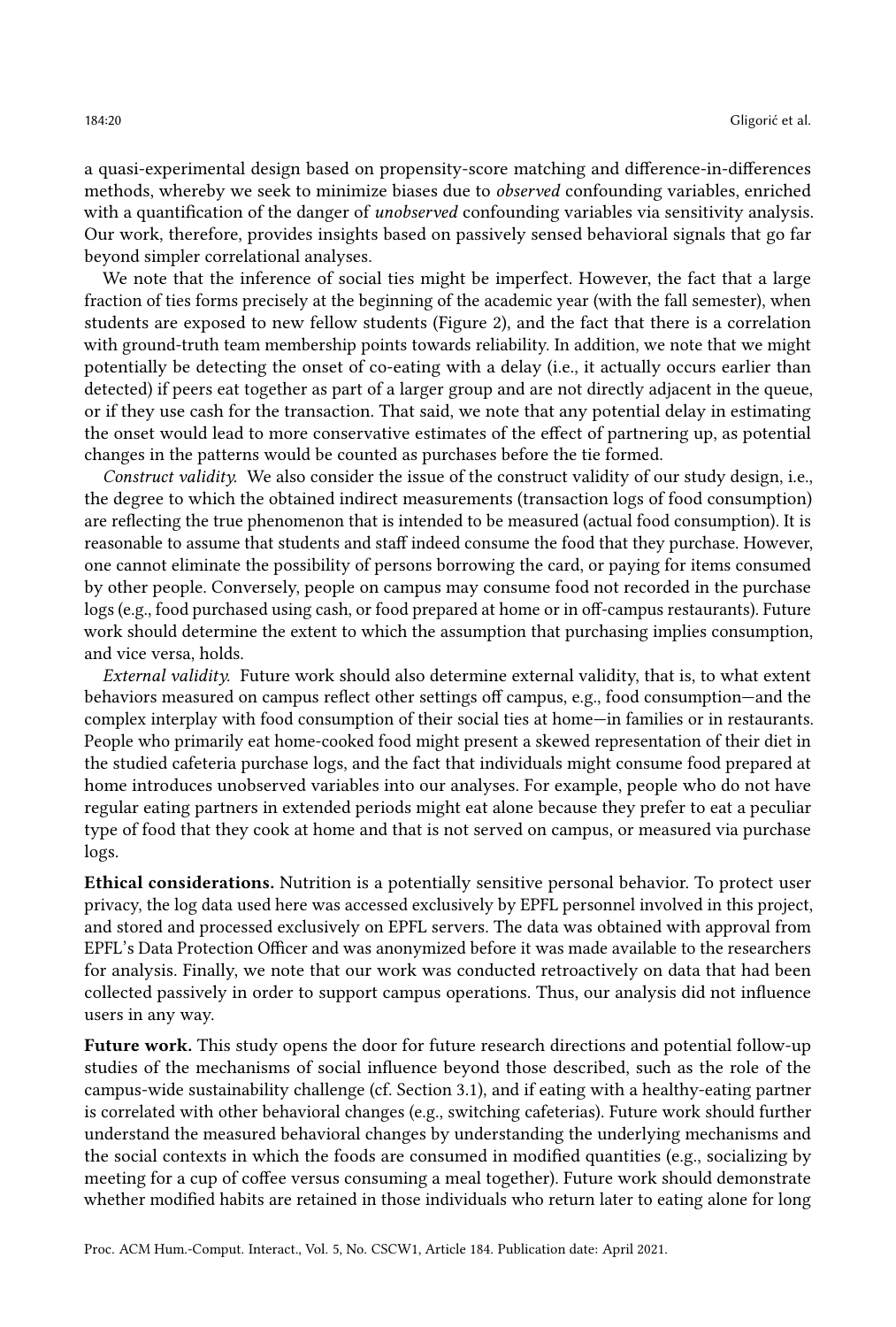a quasi-experimental design based on propensity-score matching and difference-in-differences methods, whereby we seek to minimize biases due to *observed* confounding variables, enriched with a quantification of the danger of *unobserved* confounding variables via sensitivity analysis. Our work, therefore, provides insights based on passively sensed behavioral signals that go far beyond simpler correlational analyses.

We note that the inference of social ties might be imperfect. However, the fact that a large fraction of ties forms precisely at the beginning of the academic year (with the fall semester), when students are exposed to new fellow students (Figure 2), and the fact that there is a correlation with ground-truth team membership points towards reliability. In addition, we note that we might potentially be detecting the onset of co-eating with a delay (i.e., it actually occurs earlier than detected) if peers eat together as part of a larger group and are not directly adjacent in the queue, or if they use cash for the transaction. That said, we note that any potential delay in estimating the onset would lead to more conservative estimates of the effect of partnering up, as potential changes in the patterns would be counted as purchases before the tie formed.

*Construct validity.* We also consider the issue of the construct validity of our study design, i.e., the degree to which the obtained indirect measurements (transaction logs of food consumption) are reflecting the true phenomenon that is intended to be measured (actual food consumption). It is reasonable to assume that students and staff indeed consume the food that they purchase. However, one cannot eliminate the possibility of persons borrowing the card, or paying for items consumed by other people. Conversely, people on campus may consume food not recorded in the purchase logs (e.g., food purchased using cash, or food prepared at home or in off-campus restaurants). Future work should determine the extent to which the assumption that purchasing implies consumption, and vice versa, holds.

*External validity.* Future work should also determine external validity, that is, to what extent behaviors measured on campus reflect other settings off campus, e.g., food consumption—and the complex interplay with food consumption of their social ties at home—in families or in restaurants. People who primarily eat home-cooked food might present a skewed representation of their diet in the studied cafeteria purchase logs, and the fact that individuals might consume food prepared at home introduces unobserved variables into our analyses. For example, people who do not have regular eating partners in extended periods might eat alone because they prefer to eat a peculiar type of food that they cook at home and that is not served on campus, or measured via purchase logs.

**Ethical considerations.** Nutrition is a potentially sensitive personal behavior. To protect user privacy, the log data used here was accessed exclusively by EPFL personnel involved in this project, and stored and processed exclusively on EPFL servers. The data was obtained with approval from EPFL's Data Protection Officer and was anonymized before it was made available to the researchers for analysis. Finally, we note that our work was conducted retroactively on data that had been collected passively in order to support campus operations. Thus, our analysis did not influence users in any way.

**Future work.** This study opens the door for future research directions and potential follow-up studies of the mechanisms of social influence beyond those described, such as the role of the campus-wide sustainability challenge (cf. Section 3.1), and if eating with a healthy-eating partner is correlated with other behavioral changes (e.g., switching cafeterias). Future work should further understand the measured behavioral changes by understanding the underlying mechanisms and the social contexts in which the foods are consumed in modified quantities (e.g., socializing by meeting for a cup of coffee versus consuming a meal together). Future work should demonstrate whether modified habits are retained in those individuals who return later to eating alone for long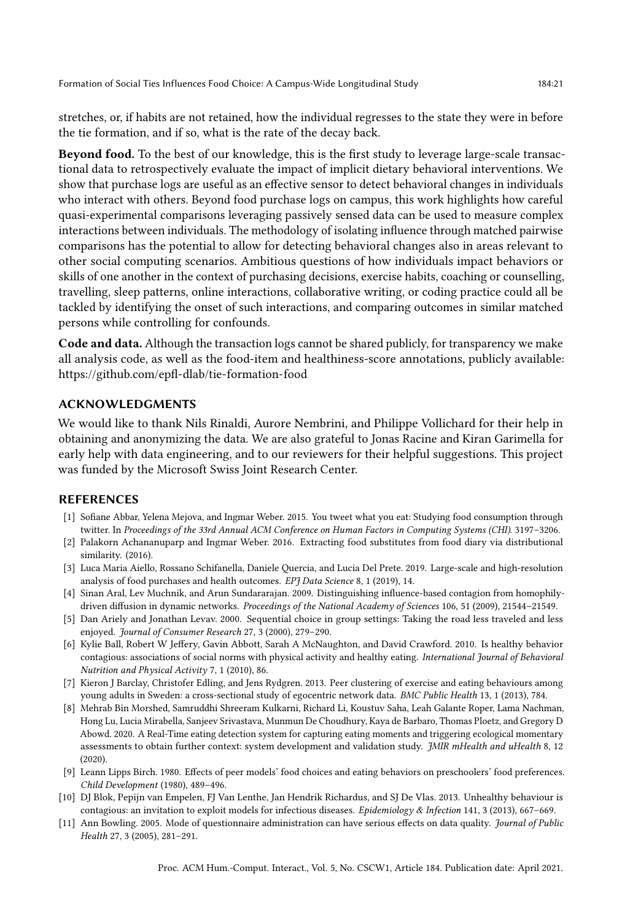stretches, or, if habits are not retained, how the individual regresses to the state they were in before the tie formation, and if so, what is the rate of the decay back.

**Beyond food.** To the best of our knowledge, this is the first study to leverage large-scale transactional data to retrospectively evaluate the impact of implicit dietary behavioral interventions. We show that purchase logs are useful as an effective sensor to detect behavioral changes in individuals who interact with others. Beyond food purchase logs on campus, this work highlights how careful quasi-experimental comparisons leveraging passively sensed data can be used to measure complex interactions between individuals. The methodology of isolating influence through matched pairwise comparisons has the potential to allow for detecting behavioral changes also in areas relevant to other social computing scenarios. Ambitious questions of how individuals impact behaviors or skills of one another in the context of purchasing decisions, exercise habits, coaching or counselling, travelling, sleep patterns, online interactions, collaborative writing, or coding practice could all be tackled by identifying the onset of such interactions, and comparing outcomes in similar matched persons while controlling for confounds.

**Code and data.** Although the transaction logs cannot be shared publicly, for transparency we make all analysis code, as well as the food-item and healthiness-score annotations, publicly available: https://github.com/epfl-dlab/tie-formation-food

## ACKNOWLEDGMENTS

We would like to thank Nils Rinaldi, Aurore Nembrini, and Philippe Vollichard for their help in obtaining and anonymizing the data. We are also grateful to Jonas Racine and Kiran Garimella for early help with data engineering, and to our reviewers for their helpful suggestions. This project was funded by the Microsoft Swiss Joint Research Center.

## REFERENCES

[1] Sofiane Abbar, Yelena Mejova, and Ingmar Weber. 2015. You tweet what you eat: Studying food consumption through twitter. In *Proceedings of the 33rd Annual ACM Conference on Human Factors in Computing Systems (CHI)*. 3197–3206.

[2] Palakorn Achananuparp and Ingmar Weber. 2016. Extracting food substitutes from food diary via distributional similarity. (2016).

[3] Luca Maria Aiello, Rossano Schifanella, Daniele Quercia, and Lucia Del Prete. 2019. Large-scale and high-resolution analysis of food purchases and health outcomes. *EPJ Data Science* 8, 1 (2019), 14.

[4] Sinan Aral, Lev Muchnik, and Arun Sundararajan. 2009. Distinguishing influence-based contagion from homophily-driven diffusion in dynamic networks. *Proceedings of the National Academy of Sciences* 106, 51 (2009), 21544–21549.

[5] Dan Ariely and Jonathan Levav. 2000. Sequential choice in group settings: Taking the road less traveled and less enjoyed. *Journal of Consumer Research* 27, 3 (2000), 279–290.

[6] Kylie Ball, Robert W Jeffery, Gavin Abbott, Sarah A McNaughton, and David Crawford. 2010. Is healthy behavior contagious: associations of social norms with physical activity and healthy eating. *International Journal of Behavioral Nutrition and Physical Activity* 7, 1 (2010), 86.

[7] Kieron J Barclay, Christofer Edling, and Jens Rydgren. 2013. Peer clustering of exercise and eating behaviours among young adults in Sweden: a cross-sectional study of egocentric network data. *BMC Public Health* 13, 1 (2013), 784.

[8] Mehrab Bin Morshed, Samruddhi Shreeram Kulkarni, Richard Li, Koustuv Saha, Leah Galante Roper, Lama Nachman, Hong Lu, Lucia Mirabella, Sanjeev Srivastava, Munmun De Choudhury, Kaya de Barbaro, Thomas Ploetz, and Gregory D Abowd. 2020. A Real-Time eating detection system for capturing eating moments and triggering ecological momentary assessments to obtain further context: system development and validation study. *JMIR mHealth and uHealth* 8, 12 (2020).

[9] Leann Lipps Birch. 1980. Effects of peer models' food choices and eating behaviors on preschoolers' food preferences. *Child Development* (1980), 489–496.

[10] DJ Blok, Pepijn van Empelen, FJ Van Lenthe, Jan Hendrik Richardus, and SJ De Vlas. 2013. Unhealthy behaviour is contagious: an invitation to exploit models for infectious diseases. *Epidemiology & Infection* 141, 3 (2013), 667–669.

[11] Ann Bowling. 2005. Mode of questionnaire administration can have serious effects on data quality. *Journal of Public Health* 27, 3 (2005), 281–291.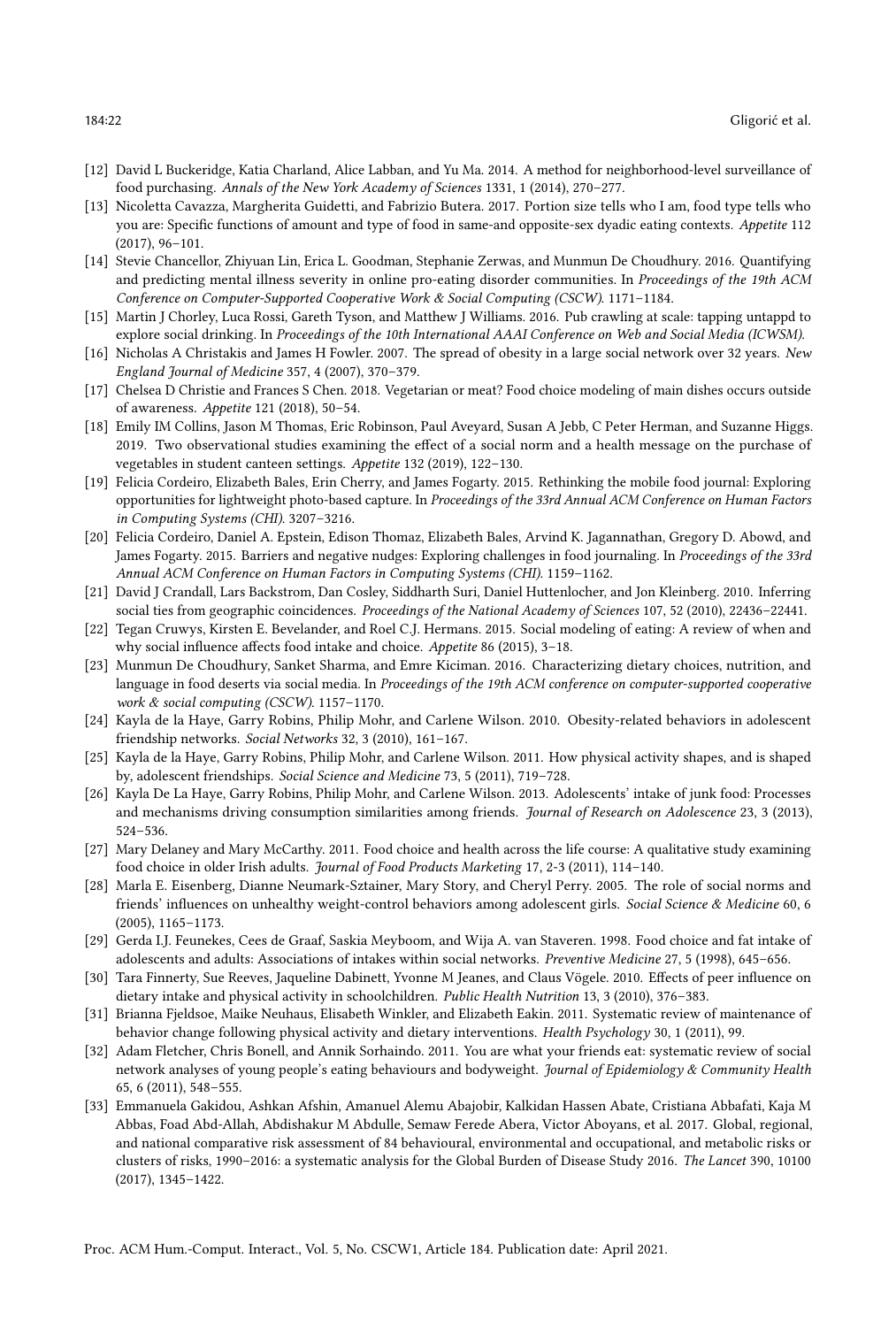[12] David L Buckeridge, Katia Charland, Alice Labban, and Yu Ma. 2014. A method for neighborhood-level surveillance of food purchasing. *Annals of the New York Academy of Sciences* 1331, 1 (2014), 270–277.

[13] Nicoletta Cavazza, Margherita Guidetti, and Fabrizio Butera. 2017. Portion size tells who I am, food type tells who you are: Specific functions of amount and type of food in same-and opposite-sex dyadic eating contexts. *Appetite* 112 (2017), 96–101.

[14] Stevie Chancellor, Zhiyuan Lin, Erica L. Goodman, Stephanie Zerwas, and Munmun De Choudhury. 2016. Quantifying and predicting mental illness severity in online pro-eating disorder communities. In *Proceedings of the 19th ACM Conference on Computer-Supported Cooperative Work & Social Computing (CSCW)*. 1171–1184.

[15] Martin J Chorley, Luca Rossi, Gareth Tyson, and Matthew J Williams. 2016. Pub crawling at scale: tapping untappd to explore social drinking. In *Proceedings of the 10th International AAAI Conference on Web and Social Media (ICWSM)*.

[16] Nicholas A Christakis and James H Fowler. 2007. The spread of obesity in a large social network over 32 years. *New England Journal of Medicine* 357, 4 (2007), 370–379.

[17] Chelsea D Christie and Frances S Chen. 2018. Vegetarian or meat? Food choice modeling of main dishes occurs outside of awareness. *Appetite* 121 (2018), 50–54.

[18] Emily IM Collins, Jason M Thomas, Eric Robinson, Paul Aveyard, Susan A Jebb, C Peter Herman, and Suzanne Higgs. 2019. Two observational studies examining the effect of a social norm and a health message on the purchase of vegetables in student canteen settings. *Appetite* 132 (2019), 122–130.

[19] Felicia Cordeiro, Elizabeth Bales, Erin Cherry, and James Fogarty. 2015. Rethinking the mobile food journal: Exploring opportunities for lightweight photo-based capture. In *Proceedings of the 33rd Annual ACM Conference on Human Factors in Computing Systems (CHI)*. 3207–3216.

[20] Felicia Cordeiro, Daniel A. Epstein, Edison Thomaz, Elizabeth Bales, Arvind K. Jagannathan, Gregory D. Abowd, and James Fogarty. 2015. Barriers and negative nudges: Exploring challenges in food journaling. In *Proceedings of the 33rd Annual ACM Conference on Human Factors in Computing Systems (CHI)*. 1159–1162.

[21] David J Crandall, Lars Backstrom, Dan Cosley, Siddharth Suri, Daniel Huttenlocher, and Jon Kleinberg. 2010. Inferring social ties from geographic coincidences. *Proceedings of the National Academy of Sciences* 107, 52 (2010), 22436–22441.

[22] Tegan Cruwys, Kirsten E. Bevelander, and Roel C.J. Hermans. 2015. Social modeling of eating: A review of when and why social influence affects food intake and choice. *Appetite* 86 (2015), 3–18.

[23] Munmun De Choudhury, Sanket Sharma, and Emre Kiciman. 2016. Characterizing dietary choices, nutrition, and language in food deserts via social media. In *Proceedings of the 19th ACM conference on computer-supported cooperative work & social computing (CSCW)*. 1157–1170.

[24] Kayla de la Haye, Garry Robins, Philip Mohr, and Carlene Wilson. 2010. Obesity-related behaviors in adolescent friendship networks. *Social Networks* 32, 3 (2010), 161–167.

[25] Kayla de la Haye, Garry Robins, Philip Mohr, and Carlene Wilson. 2011. How physical activity shapes, and is shaped by, adolescent friendships. *Social Science and Medicine* 73, 5 (2011), 719–728.

[26] Kayla De La Haye, Garry Robins, Philip Mohr, and Carlene Wilson. 2013. Adolescents' intake of junk food: Processes and mechanisms driving consumption similarities among friends. *Journal of Research on Adolescence* 23, 3 (2013), 524–536.

[27] Mary Delaney and Mary McCarthy. 2011. Food choice and health across the life course: A qualitative study examining food choice in older Irish adults. *Journal of Food Products Marketing* 17, 2-3 (2011), 114–140.

[28] Marla E. Eisenberg, Dianne Neumark-Sztainer, Mary Story, and Cheryl Perry. 2005. The role of social norms and friends' influences on unhealthy weight-control behaviors among adolescent girls. *Social Science & Medicine* 60, 6 (2005), 1165–1173.

[29] Gerda I.J. Feunekes, Cees de Graaf, Saskia Meyboom, and Wija A. van Staveren. 1998. Food choice and fat intake of adolescents and adults: Associations of intakes within social networks. *Preventive Medicine* 27, 5 (1998), 645–656.

[30] Tara Finnerty, Sue Reeves, Jaqueline Dabinett, Yvonne M Jeanes, and Claus Vögele. 2010. Effects of peer influence on dietary intake and physical activity in schoolchildren. *Public Health Nutrition* 13, 3 (2010), 376–383.

[31] Brianna Fjeldsoe, Maike Neuhaus, Elisabeth Winkler, and Elizabeth Eakin. 2011. Systematic review of maintenance of behavior change following physical activity and dietary interventions. *Health Psychology* 30, 1 (2011), 99.

[32] Adam Fletcher, Chris Bonell, and Annik Sorhaindo. 2011. You are what your friends eat: systematic review of social network analyses of young people's eating behaviours and bodyweight. *Journal of Epidemiology & Community Health* 65, 6 (2011), 548–555.

[33] Emmanuela Gakidou, Ashkan Afshin, Amanuel Alemu Abajobir, Kalkidan Hassen Abate, Cristiana Abbafati, Kaja M Abbas, Foad Abd-Allah, Abdishakur M Abdulle, Semaw Ferede Abera, Victor Aboyans, et al. 2017. Global, regional, and national comparative risk assessment of 84 behavioural, environmental and occupational, and metabolic risks or clusters of risks, 1990–2016: a systematic analysis for the Global Burden of Disease Study 2016. *The Lancet* 390, 10100 (2017), 1345–1422.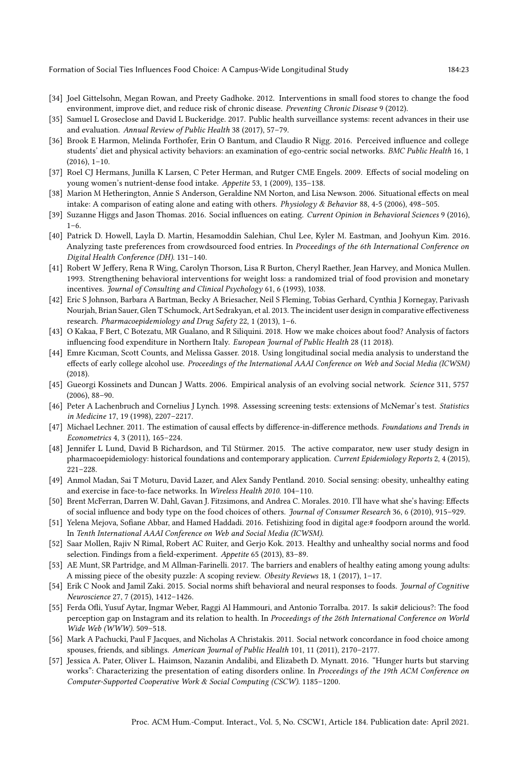[34] Joel Gittelsohn, Megan Rowan, and Preety Gadhoke. 2012. Interventions in small food stores to change the food environment, improve diet, and reduce risk of chronic disease. *Preventing Chronic Disease* 9 (2012).

[35] Samuel L Groseclose and David L Buckeridge. 2017. Public health surveillance systems: recent advances in their use and evaluation. *Annual Review of Public Health* 38 (2017), 57–79.

[36] Brook E Harmon, Melinda Forthofer, Erin O Bantum, and Claudio R Nigg. 2016. Perceived influence and college students' diet and physical activity behaviors: an examination of ego-centric social networks. *BMC Public Health* 16, 1 (2016), 1–10.

[37] Roel CJ Hermans, Junilla K Larsen, C Peter Herman, and Rutger CME Engels. 2009. Effects of social modeling on young women's nutrient-dense food intake. *Appetite* 53, 1 (2009), 135–138.

[38] Marion M Hetherington, Annie S Anderson, Geraldine NM Norton, and Lisa Newson. 2006. Situational effects on meal intake: A comparison of eating alone and eating with others. *Physiology & Behavior* 88, 4-5 (2006), 498–505.

[39] Suzanne Higgs and Jason Thomas. 2016. Social influences on eating. *Current Opinion in Behavioral Sciences* 9 (2016), 1–6.

[40] Patrick D. Howell, Layla D. Martin, Hesamoddin Salehian, Chul Lee, Kyler M. Eastman, and Joohyun Kim. 2016. Analyzing taste preferences from crowdsourced food entries. In *Proceedings of the 6th International Conference on Digital Health Conference (DH)*. 131–140.

[41] Robert W Jeffery, Rena R Wing, Carolyn Thorson, Lisa R Burton, Cheryl Raether, Jean Harvey, and Monica Mullen. 1993. Strengthening behavioral interventions for weight loss: a randomized trial of food provision and monetary incentives. *Journal of Consulting and Clinical Psychology* 61, 6 (1993), 1038.

[42] Eric S Johnson, Barbara A Bartman, Becky A Briesacher, Neil S Fleming, Tobias Gerhard, Cynthia J Kornegay, Parivash Nourjah, Brian Sauer, Glen T Schumock, Art Sedrakyan, et al. 2013. The incident user design in comparative effectiveness research. *Pharmacoepidemiology and Drug Safety* 22, 1 (2013), 1–6.

[43] O Kakaa, F Bert, C Botezatu, MR Gualano, and R Siliquini. 2018. How we make choices about food? Analysis of factors influencing food expenditure in Northern Italy. *European Journal of Public Health* 28 (11 2018).

[44] Emre Kıcıman, Scott Counts, and Melissa Gasser. 2018. Using longitudinal social media analysis to understand the effects of early college alcohol use. *Proceedings of the International AAAI Conference on Web and Social Media (ICWSM)* (2018).

[45] Gueorgi Kossinets and Duncan J Watts. 2006. Empirical analysis of an evolving social network. *Science* 311, 5757 (2006), 88–90.

[46] Peter A Lachenbruch and Cornelius J Lynch. 1998. Assessing screening tests: extensions of McNemar's test. *Statistics in Medicine* 17, 19 (1998), 2207–2217.

[47] Michael Lechner. 2011. The estimation of causal effects by difference-in-difference methods. *Foundations and Trends in Econometrics* 4, 3 (2011), 165–224.

[48] Jennifer L Lund, David B Richardson, and Til Stürmer. 2015. The active comparator, new user study design in pharmacoepidemiology: historical foundations and contemporary application. *Current Epidemiology Reports* 2, 4 (2015), 221–228.

[49] Anmol Madan, Sai T Moturu, David Lazer, and Alex Sandy Pentland. 2010. Social sensing: obesity, unhealthy eating and exercise in face-to-face networks. In *Wireless Health 2010*. 104–110.

[50] Brent McFerran, Darren W. Dahl, Gavan J. Fitzsimons, and Andrea C. Morales. 2010. I'll have what she's having: Effects of social influence and body type on the food choices of others. *Journal of Consumer Research* 36, 6 (2010), 915–929.

[51] Yelena Mejova, Sofiane Abbar, and Hamed Haddadi. 2016. Fetishizing food in digital age:# foodporn around the world. In *Tenth International AAAI Conference on Web and Social Media (ICWSM)*.

[52] Saar Mollen, Rajiv N Rimal, Robert AC Ruiter, and Gerjo Kok. 2013. Healthy and unhealthy social norms and food selection. Findings from a field-experiment. *Appetite* 65 (2013), 83–89.

[53] AE Munt, SR Partridge, and M Allman-Farinelli. 2017. The barriers and enablers of healthy eating among young adults: A missing piece of the obesity puzzle: A scoping review. *Obesity Reviews* 18, 1 (2017), 1–17.

[54] Erik C Nook and Jamil Zaki. 2015. Social norms shift behavioral and neural responses to foods. *Journal of Cognitive Neuroscience* 27, 7 (2015), 1412–1426.

[55] Ferda Ofli, Yusuf Aytar, Ingmar Weber, Raggi Al Hammouri, and Antonio Torralba. 2017. Is saki# delicious?: The food perception gap on Instagram and its relation to health. In *Proceedings of the 26th International Conference on World Wide Web (WWW)*. 509–518.

[56] Mark A Pachucki, Paul F Jacques, and Nicholas A Christakis. 2011. Social network concordance in food choice among spouses, friends, and siblings. *American Journal of Public Health* 101, 11 (2011), 2170–2177.

[57] Jessica A. Pater, Oliver L. Haimson, Nazanin Andalibi, and Elizabeth D. Mynatt. 2016. "Hunger hurts but starving works": Characterizing the presentation of eating disorders online. In *Proceedings of the 19th ACM Conference on Computer-Supported Cooperative Work & Social Computing (CSCW)*. 1185–1200.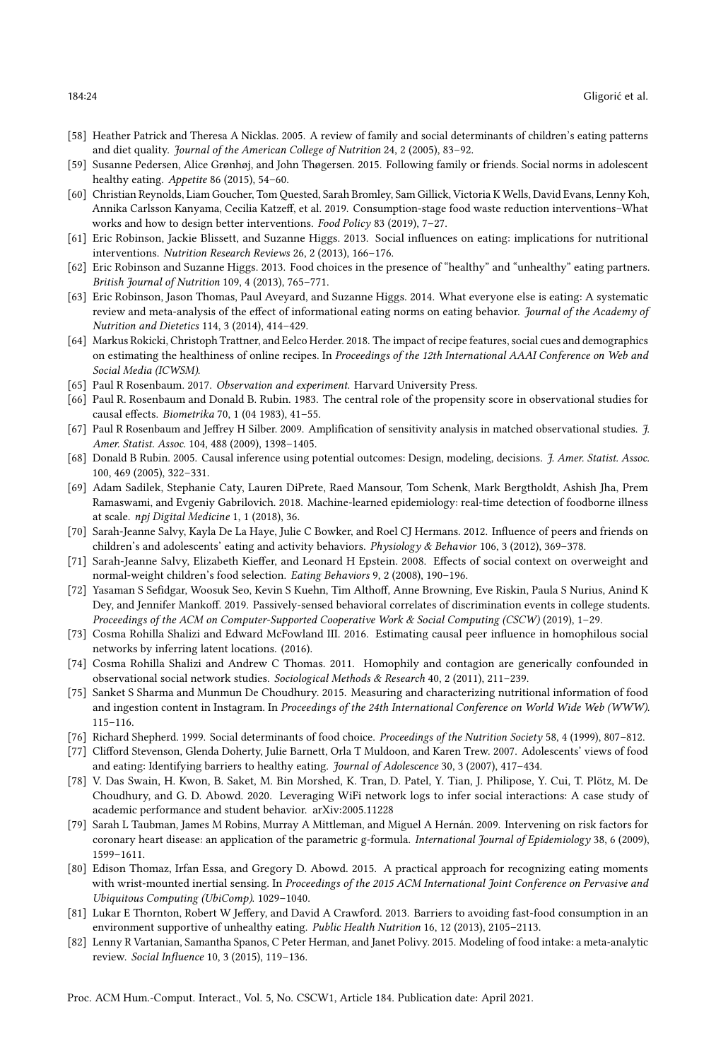- [58] Heather Patrick and Theresa A Nicklas. 2005. A review of family and social determinants of children's eating patterns and diet quality. *Journal of the American College of Nutrition* 24, 2 (2005), 83–92.
- [59] Susanne Pedersen, Alice Grønhøj, and John Thøgersen. 2015. Following family or friends. Social norms in adolescent healthy eating. *Appetite* 86 (2015), 54–60.
- [60] Christian Reynolds, Liam Goucher, Tom Quested, Sarah Bromley, Sam Gillick, Victoria K Wells, David Evans, Lenny Koh, Annika Carlsson Kanyama, Cecilia Katzeff, et al. 2019. Consumption-stage food waste reduction interventions–What works and how to design better interventions. *Food Policy* 83 (2019), 7–27.
- [61] Eric Robinson, Jackie Blissett, and Suzanne Higgs. 2013. Social influences on eating: implications for nutritional interventions. *Nutrition Research Reviews* 26, 2 (2013), 166–176.
- [62] Eric Robinson and Suzanne Higgs. 2013. Food choices in the presence of "healthy" and "unhealthy" eating partners. *British Journal of Nutrition* 109, 4 (2013), 765–771.
- [63] Eric Robinson, Jason Thomas, Paul Aveyard, and Suzanne Higgs. 2014. What everyone else is eating: A systematic review and meta-analysis of the effect of informational eating norms on eating behavior. *Journal of the Academy of Nutrition and Dietetics* 114, 3 (2014), 414–429.
- [64] Markus Rokicki, Christoph Trattner, and Eelco Herder. 2018. The impact of recipe features, social cues and demographics on estimating the healthiness of online recipes. In *Proceedings of the 12th International AAAI Conference on Web and Social Media (ICWSM)*.
- [65] Paul R Rosenbaum. 2017. *Observation and experiment.* Harvard University Press.
- [66] Paul R. Rosenbaum and Donald B. Rubin. 1983. The central role of the propensity score in observational studies for causal effects. *Biometrika* 70, 1 (04 1983), 41–55.
- [67] Paul R Rosenbaum and Jeffrey H Silber. 2009. Amplification of sensitivity analysis in matched observational studies. *J. Amer. Statist. Assoc.* 104, 488 (2009), 1398–1405.
- [68] Donald B Rubin. 2005. Causal inference using potential outcomes: Design, modeling, decisions. *J. Amer. Statist. Assoc.* 100, 469 (2005), 322–331.
- [69] Adam Sadilek, Stephanie Caty, Lauren DiPrete, Raed Mansour, Tom Schenk, Mark Bergtholdt, Ashish Jha, Prem Ramaswami, and Evgeniy Gabrilovich. 2018. Machine-learned epidemiology: real-time detection of foodborne illness at scale. *npj Digital Medicine* 1, 1 (2018), 36.
- [70] Sarah-Jeanne Salvy, Kayla De La Haye, Julie C Bowker, and Roel CJ Hermans. 2012. Influence of peers and friends on children's and adolescents' eating and activity behaviors. *Physiology & Behavior* 106, 3 (2012), 369–378.
- [71] Sarah-Jeanne Salvy, Elizabeth Kieffer, and Leonard H Epstein. 2008. Effects of social context on overweight and normal-weight children's food selection. *Eating Behaviors* 9, 2 (2008), 190–196.
- [72] Yasaman S Sefidgar, Woosuk Seo, Kevin S Kuehn, Tim Althoff, Anne Browning, Eve Riskin, Paula S Nurius, Anind K Dey, and Jennifer Mankoff. 2019. Passively-sensed behavioral correlates of discrimination events in college students. *Proceedings of the ACM on Computer-Supported Cooperative Work & Social Computing (CSCW)* (2019), 1–29.
- [73] Cosma Rohilla Shalizi and Edward McFowland III. 2016. Estimating causal peer influence in homophilous social networks by inferring latent locations. (2016).
- [74] Cosma Rohilla Shalizi and Andrew C Thomas. 2011. Homophily and contagion are generically confounded in observational social network studies. *Sociological Methods & Research* 40, 2 (2011), 211–239.
- [75] Sanket S Sharma and Munmun De Choudhury. 2015. Measuring and characterizing nutritional information of food and ingestion content in Instagram. In *Proceedings of the 24th International Conference on World Wide Web (WWW)*. 115–116.
- [76] Richard Shepherd. 1999. Social determinants of food choice. *Proceedings of the Nutrition Society* 58, 4 (1999), 807–812.
- [77] Clifford Stevenson, Glenda Doherty, Julie Barnett, Orla T Muldoon, and Karen Trew. 2007. Adolescents' views of food and eating: Identifying barriers to healthy eating. *Journal of Adolescence* 30, 3 (2007), 417–434.
- [78] V. Das Swain, H. Kwon, B. Saket, M. Bin Morshed, K. Tran, D. Patel, Y. Tian, J. Philipose, Y. Cui, T. Plötz, M. De Choudhury, and G. D. Abowd. 2020. Leveraging WiFi network logs to infer social interactions: A case study of academic performance and student behavior. arXiv:2005.11228
- [79] Sarah L Taubman, James M Robins, Murray A Mittleman, and Miguel A Hernán. 2009. Intervening on risk factors for coronary heart disease: an application of the parametric g-formula. *International Journal of Epidemiology* 38, 6 (2009), 1599–1611.
- [80] Edison Thomaz, Irfan Essa, and Gregory D. Abowd. 2015. A practical approach for recognizing eating moments with wrist-mounted inertial sensing. In *Proceedings of the 2015 ACM International Joint Conference on Pervasive and Ubiquitous Computing (UbiComp)*. 1029–1040.
- [81] Lukar E Thornton, Robert W Jeffery, and David A Crawford. 2013. Barriers to avoiding fast-food consumption in an environment supportive of unhealthy eating. *Public Health Nutrition* 16, 12 (2013), 2105–2113.
- [82] Lenny R Vartanian, Samantha Spanos, C Peter Herman, and Janet Polivy. 2015. Modeling of food intake: a meta-analytic review. *Social Influence* 10, 3 (2015), 119–136.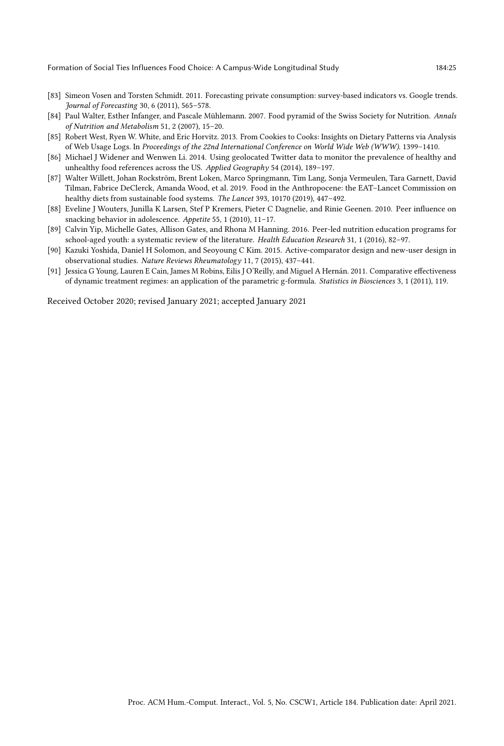- [83] Simeon Vosen and Torsten Schmidt. 2011. Forecasting private consumption: survey-based indicators vs. Google trends. *Journal of Forecasting* 30, 6 (2011), 565–578.
- [84] Paul Walter, Esther Infanger, and Pascale Mühlemann. 2007. Food pyramid of the Swiss Society for Nutrition. *Annals of Nutrition and Metabolism* 51, 2 (2007), 15–20.
- [85] Robert West, Ryen W. White, and Eric Horvitz. 2013. From Cookies to Cooks: Insights on Dietary Patterns via Analysis of Web Usage Logs. In *Proceedings of the 22nd International Conference on World Wide Web (WWW)*. 1399–1410.
- [86] Michael J Widener and Wenwen Li. 2014. Using geolocated Twitter data to monitor the prevalence of healthy and unhealthy food references across the US. *Applied Geography* 54 (2014), 189–197.
- [87] Walter Willett, Johan Rockström, Brent Loken, Marco Springmann, Tim Lang, Sonja Vermeulen, Tara Garnett, David Tilman, Fabrice DeClerck, Amanda Wood, et al. 2019. Food in the Anthropocene: the EAT–Lancet Commission on healthy diets from sustainable food systems. *The Lancet* 393, 10170 (2019), 447–492.
- [88] Eveline J Wouters, Junilla K Larsen, Stef P Kremers, Pieter C Dagnelie, and Rinie Geenen. 2010. Peer influence on snacking behavior in adolescence. *Appetite* 55, 1 (2010), 11–17.
- [89] Calvin Yip, Michelle Gates, Allison Gates, and Rhona M Hanning. 2016. Peer-led nutrition education programs for school-aged youth: a systematic review of the literature. *Health Education Research* 31, 1 (2016), 82–97.
- [90] Kazuki Yoshida, Daniel H Solomon, and Seoyoung C Kim. 2015. Active-comparator design and new-user design in observational studies. *Nature Reviews Rheumatology* 11, 7 (2015), 437–441.
- [91] Jessica G Young, Lauren E Cain, James M Robins, Eilis J O'Reilly, and Miguel A Hernán. 2011. Comparative effectiveness of dynamic treatment regimes: an application of the parametric g-formula. *Statistics in Biosciences* 3, 1 (2011), 119.

Received October 2020; revised January 2021; accepted January 2021